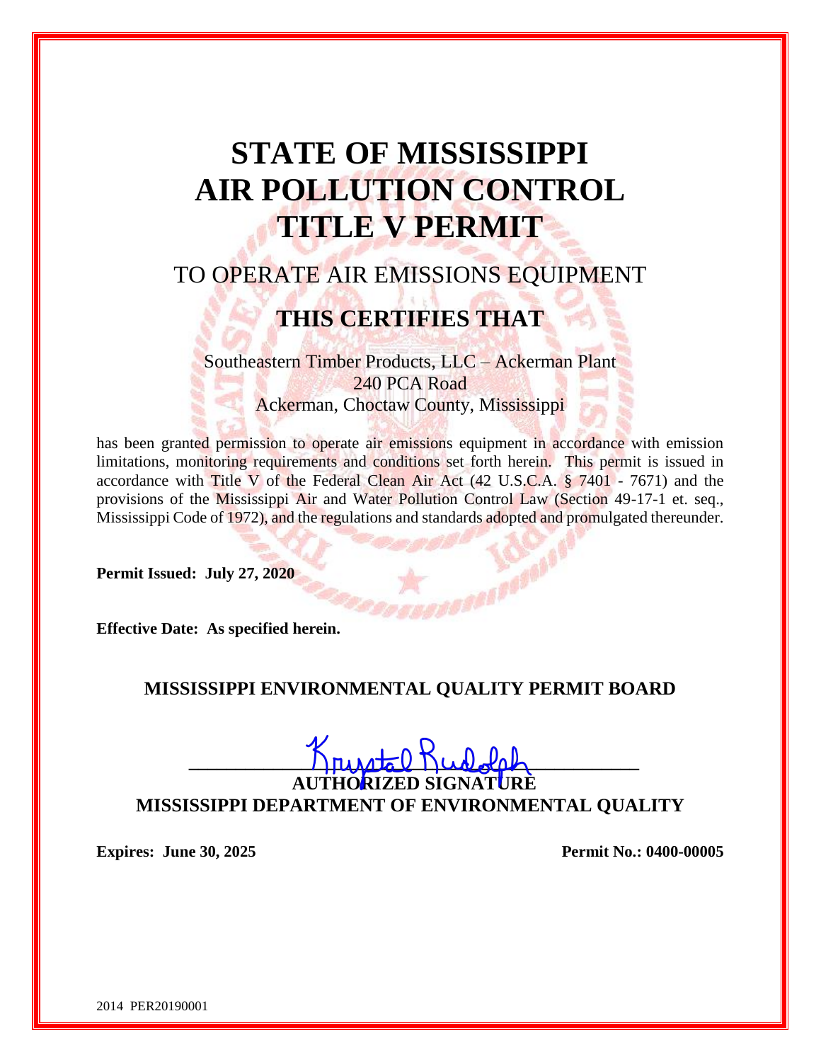# STATE OF MISSISSIPPI
# AIR POLLUTION CONTROL
# TITLE V PERMIT

## TO OPERATE AIR EMISSIONS EQUIPMENT

## THIS CERTIFIES THAT

Southeastern Timber Products, LLC – Ackerman Plant
240 PCA Road
Ackerman, Choctaw County, Mississippi

has been granted permission to operate air emissions equipment in accordance with emission limitations, monitoring requirements and conditions set forth herein. This permit is issued in accordance with Title V of the Federal Clean Air Act (42 U.S.C.A. § 7401 - 7671) and the provisions of the Mississippi Air and Water Pollution Control Law (Section 49-17-1 et. seq., Mississippi Code of 1972), and the regulations and standards adopted and promulgated thereunder.

**Permit Issued: July 27, 2020**

**Effective Date: As specified herein.**

**MISSISSIPPI ENVIRONMENTAL QUALITY PERMIT BOARD**

Krystal Rudolph

**AUTHORIZED SIGNATURE**
**MISSISSIPPI DEPARTMENT OF ENVIRONMENTAL QUALITY**

**Expires: June 30, 2025** **Permit No.: 0400-00005**

2014 PER20190001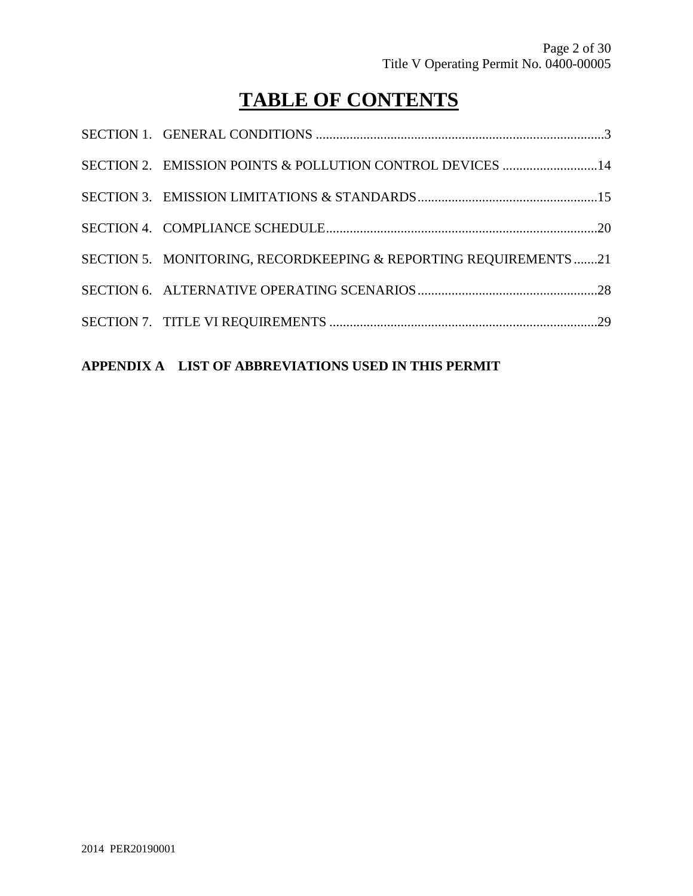# TABLE OF CONTENTS

SECTION 1. GENERAL CONDITIONS ....................................................................................3

SECTION 2. EMISSION POINTS & POLLUTION CONTROL DEVICES ............................14

SECTION 3. EMISSION LIMITATIONS & STANDARDS.....................................................15

SECTION 4. COMPLIANCE SCHEDULE................................................................................20

SECTION 5. MONITORING, RECORDKEEPING & REPORTING REQUIREMENTS.......21

SECTION 6. ALTERNATIVE OPERATING SCENARIOS.....................................................28

SECTION 7. TITLE VI REQUIREMENTS ...............................................................................29

**APPENDIX A LIST OF ABBREVIATIONS USED IN THIS PERMIT**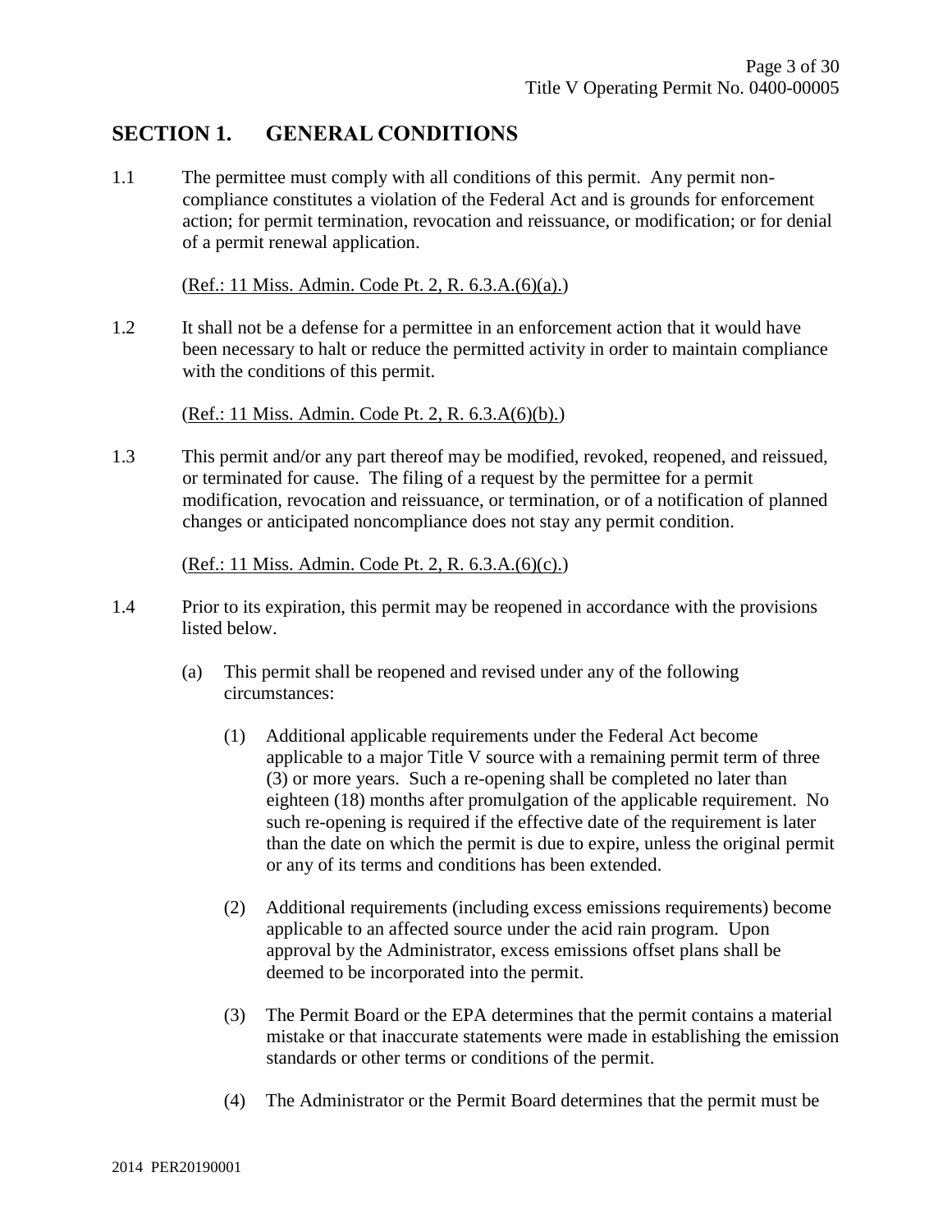## SECTION 1. GENERAL CONDITIONS

1.1 The permittee must comply with all conditions of this permit. Any permit non-compliance constitutes a violation of the Federal Act and is grounds for enforcement action; for permit termination, revocation and reissuance, or modification; or for denial of a permit renewal application.

(Ref.: 11 Miss. Admin. Code Pt. 2, R. 6.3.A.(6)(a).)

1.2 It shall not be a defense for a permittee in an enforcement action that it would have been necessary to halt or reduce the permitted activity in order to maintain compliance with the conditions of this permit.

(Ref.: 11 Miss. Admin. Code Pt. 2, R. 6.3.A(6)(b).)

1.3 This permit and/or any part thereof may be modified, revoked, reopened, and reissued, or terminated for cause. The filing of a request by the permittee for a permit modification, revocation and reissuance, or termination, or of a notification of planned changes or anticipated noncompliance does not stay any permit condition.

(Ref.: 11 Miss. Admin. Code Pt. 2, R. 6.3.A.(6)(c).)

1.4 Prior to its expiration, this permit may be reopened in accordance with the provisions listed below.

(a) This permit shall be reopened and revised under any of the following circumstances:

(1) Additional applicable requirements under the Federal Act become applicable to a major Title V source with a remaining permit term of three (3) or more years. Such a re-opening shall be completed no later than eighteen (18) months after promulgation of the applicable requirement. No such re-opening is required if the effective date of the requirement is later than the date on which the permit is due to expire, unless the original permit or any of its terms and conditions has been extended.

(2) Additional requirements (including excess emissions requirements) become applicable to an affected source under the acid rain program. Upon approval by the Administrator, excess emissions offset plans shall be deemed to be incorporated into the permit.

(3) The Permit Board or the EPA determines that the permit contains a material mistake or that inaccurate statements were made in establishing the emission standards or other terms or conditions of the permit.

(4) The Administrator or the Permit Board determines that the permit must be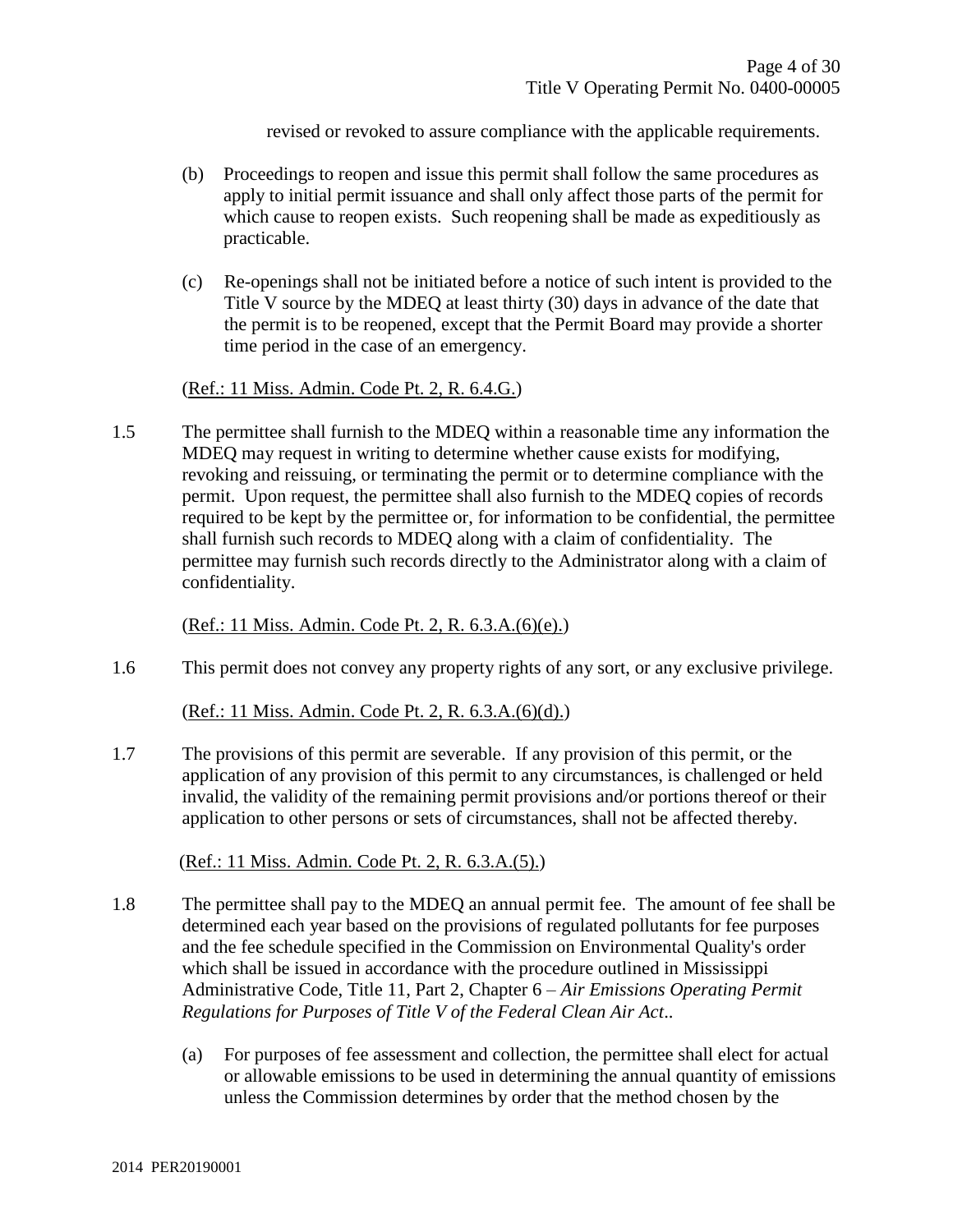revised or revoked to assure compliance with the applicable requirements.

(b) Proceedings to reopen and issue this permit shall follow the same procedures as apply to initial permit issuance and shall only affect those parts of the permit for which cause to reopen exists. Such reopening shall be made as expeditiously as practicable.

(c) Re-openings shall not be initiated before a notice of such intent is provided to the Title V source by the MDEQ at least thirty (30) days in advance of the date that the permit is to be reopened, except that the Permit Board may provide a shorter time period in the case of an emergency.

(Ref.: 11 Miss. Admin. Code Pt. 2, R. 6.4.G.)

1.5 The permittee shall furnish to the MDEQ within a reasonable time any information the MDEQ may request in writing to determine whether cause exists for modifying, revoking and reissuing, or terminating the permit or to determine compliance with the permit. Upon request, the permittee shall also furnish to the MDEQ copies of records required to be kept by the permittee or, for information to be confidential, the permittee shall furnish such records to MDEQ along with a claim of confidentiality. The permittee may furnish such records directly to the Administrator along with a claim of confidentiality.

(Ref.: 11 Miss. Admin. Code Pt. 2, R. 6.3.A.(6)(e).)

1.6 This permit does not convey any property rights of any sort, or any exclusive privilege.

(Ref.: 11 Miss. Admin. Code Pt. 2, R. 6.3.A.(6)(d).)

1.7 The provisions of this permit are severable. If any provision of this permit, or the application of any provision of this permit to any circumstances, is challenged or held invalid, the validity of the remaining permit provisions and/or portions thereof or their application to other persons or sets of circumstances, shall not be affected thereby.

(Ref.: 11 Miss. Admin. Code Pt. 2, R. 6.3.A.(5).)

1.8 The permittee shall pay to the MDEQ an annual permit fee. The amount of fee shall be determined each year based on the provisions of regulated pollutants for fee purposes and the fee schedule specified in the Commission on Environmental Quality's order which shall be issued in accordance with the procedure outlined in Mississippi Administrative Code, Title 11, Part 2, Chapter 6 – *Air Emissions Operating Permit Regulations for Purposes of Title V of the Federal Clean Air Act*..

(a) For purposes of fee assessment and collection, the permittee shall elect for actual or allowable emissions to be used in determining the annual quantity of emissions unless the Commission determines by order that the method chosen by the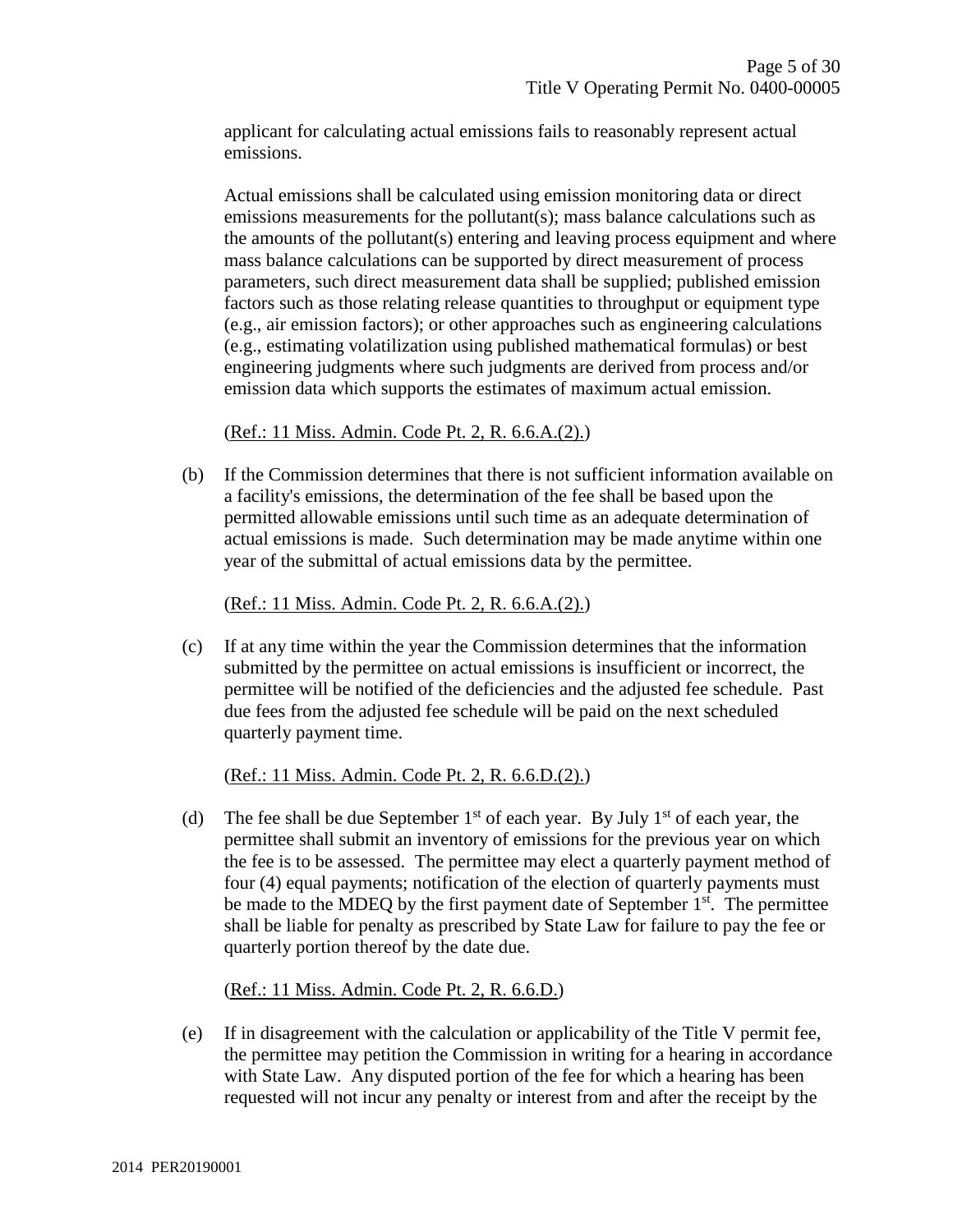applicant for calculating actual emissions fails to reasonably represent actual emissions.

Actual emissions shall be calculated using emission monitoring data or direct emissions measurements for the pollutant(s); mass balance calculations such as the amounts of the pollutant(s) entering and leaving process equipment and where mass balance calculations can be supported by direct measurement of process parameters, such direct measurement data shall be supplied; published emission factors such as those relating release quantities to throughput or equipment type (e.g., air emission factors); or other approaches such as engineering calculations (e.g., estimating volatilization using published mathematical formulas) or best engineering judgments where such judgments are derived from process and/or emission data which supports the estimates of maximum actual emission.

(Ref.: 11 Miss. Admin. Code Pt. 2, R. 6.6.A.(2).)

(b) If the Commission determines that there is not sufficient information available on a facility's emissions, the determination of the fee shall be based upon the permitted allowable emissions until such time as an adequate determination of actual emissions is made. Such determination may be made anytime within one year of the submittal of actual emissions data by the permittee.

(Ref.: 11 Miss. Admin. Code Pt. 2, R. 6.6.A.(2).)

(c) If at any time within the year the Commission determines that the information submitted by the permittee on actual emissions is insufficient or incorrect, the permittee will be notified of the deficiencies and the adjusted fee schedule. Past due fees from the adjusted fee schedule will be paid on the next scheduled quarterly payment time.

(Ref.: 11 Miss. Admin. Code Pt. 2, R. 6.6.D.(2).)

(d) The fee shall be due September 1st of each year. By July 1st of each year, the permittee shall submit an inventory of emissions for the previous year on which the fee is to be assessed. The permittee may elect a quarterly payment method of four (4) equal payments; notification of the election of quarterly payments must be made to the MDEQ by the first payment date of September 1st. The permittee shall be liable for penalty as prescribed by State Law for failure to pay the fee or quarterly portion thereof by the date due.

(Ref.: 11 Miss. Admin. Code Pt. 2, R. 6.6.D.)

(e) If in disagreement with the calculation or applicability of the Title V permit fee, the permittee may petition the Commission in writing for a hearing in accordance with State Law. Any disputed portion of the fee for which a hearing has been requested will not incur any penalty or interest from and after the receipt by the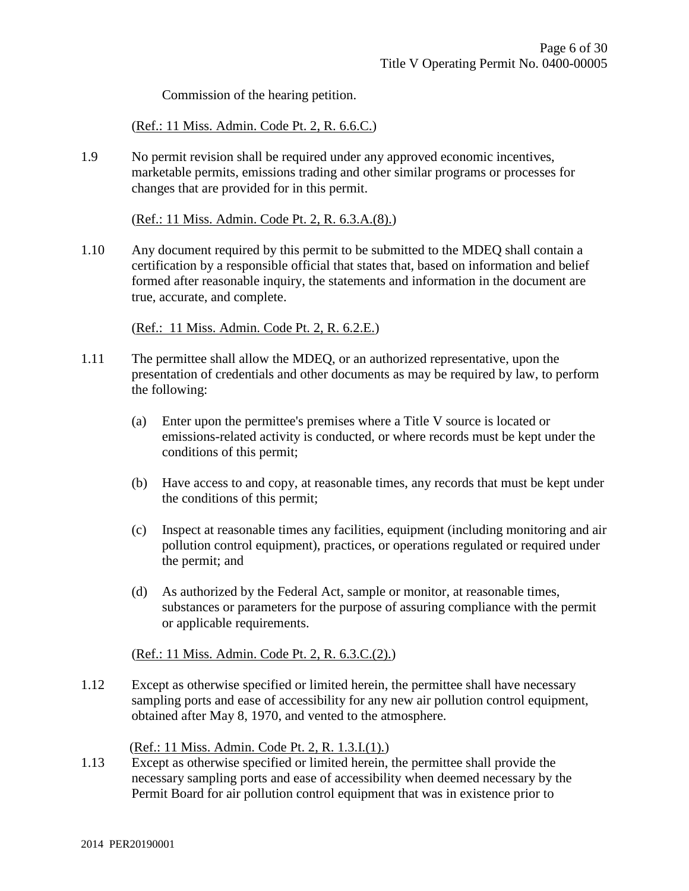Commission of the hearing petition.

(Ref.: 11 Miss. Admin. Code Pt. 2, R. 6.6.C.)

1.9 No permit revision shall be required under any approved economic incentives, marketable permits, emissions trading and other similar programs or processes for changes that are provided for in this permit.

(Ref.: 11 Miss. Admin. Code Pt. 2, R. 6.3.A.(8).)

1.10 Any document required by this permit to be submitted to the MDEQ shall contain a certification by a responsible official that states that, based on information and belief formed after reasonable inquiry, the statements and information in the document are true, accurate, and complete.

(Ref.: 11 Miss. Admin. Code Pt. 2, R. 6.2.E.)

1.11 The permittee shall allow the MDEQ, or an authorized representative, upon the presentation of credentials and other documents as may be required by law, to perform the following:

(a) Enter upon the permittee's premises where a Title V source is located or emissions-related activity is conducted, or where records must be kept under the conditions of this permit;

(b) Have access to and copy, at reasonable times, any records that must be kept under the conditions of this permit;

(c) Inspect at reasonable times any facilities, equipment (including monitoring and air pollution control equipment), practices, or operations regulated or required under the permit; and

(d) As authorized by the Federal Act, sample or monitor, at reasonable times, substances or parameters for the purpose of assuring compliance with the permit or applicable requirements.

(Ref.: 11 Miss. Admin. Code Pt. 2, R. 6.3.C.(2).)

1.12 Except as otherwise specified or limited herein, the permittee shall have necessary sampling ports and ease of accessibility for any new air pollution control equipment, obtained after May 8, 1970, and vented to the atmosphere.

(Ref.: 11 Miss. Admin. Code Pt. 2, R. 1.3.I.(1).)

1.13 Except as otherwise specified or limited herein, the permittee shall provide the necessary sampling ports and ease of accessibility when deemed necessary by the Permit Board for air pollution control equipment that was in existence prior to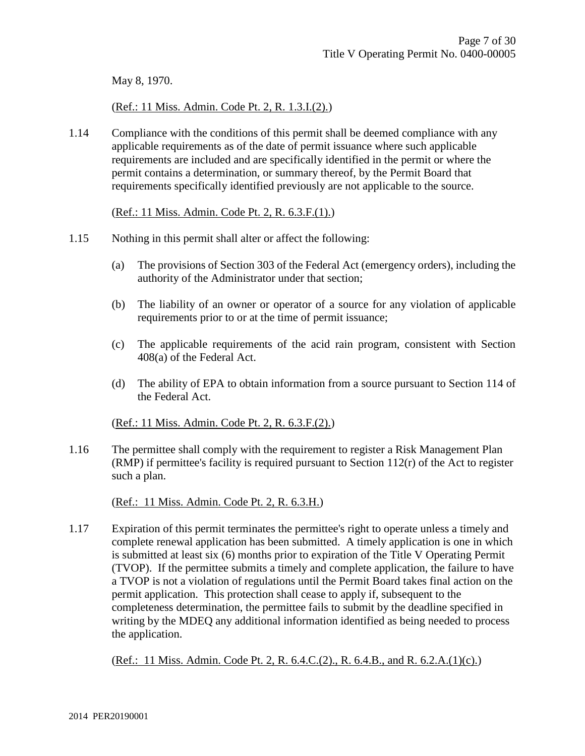May 8, 1970.

(Ref.: 11 Miss. Admin. Code Pt. 2, R. 1.3.I.(2).)

1.14 Compliance with the conditions of this permit shall be deemed compliance with any applicable requirements as of the date of permit issuance where such applicable requirements are included and are specifically identified in the permit or where the permit contains a determination, or summary thereof, by the Permit Board that requirements specifically identified previously are not applicable to the source.

(Ref.: 11 Miss. Admin. Code Pt. 2, R. 6.3.F.(1).)

1.15 Nothing in this permit shall alter or affect the following:

(a) The provisions of Section 303 of the Federal Act (emergency orders), including the authority of the Administrator under that section;

(b) The liability of an owner or operator of a source for any violation of applicable requirements prior to or at the time of permit issuance;

(c) The applicable requirements of the acid rain program, consistent with Section 408(a) of the Federal Act.

(d) The ability of EPA to obtain information from a source pursuant to Section 114 of the Federal Act.

(Ref.: 11 Miss. Admin. Code Pt. 2, R. 6.3.F.(2).)

1.16 The permittee shall comply with the requirement to register a Risk Management Plan (RMP) if permittee's facility is required pursuant to Section 112(r) of the Act to register such a plan.

(Ref.: 11 Miss. Admin. Code Pt. 2, R. 6.3.H.)

1.17 Expiration of this permit terminates the permittee's right to operate unless a timely and complete renewal application has been submitted. A timely application is one in which is submitted at least six (6) months prior to expiration of the Title V Operating Permit (TVOP). If the permittee submits a timely and complete application, the failure to have a TVOP is not a violation of regulations until the Permit Board takes final action on the permit application. This protection shall cease to apply if, subsequent to the completeness determination, the permittee fails to submit by the deadline specified in writing by the MDEQ any additional information identified as being needed to process the application.

(Ref.: 11 Miss. Admin. Code Pt. 2, R. 6.4.C.(2)., R. 6.4.B., and R. 6.2.A.(1)(c).)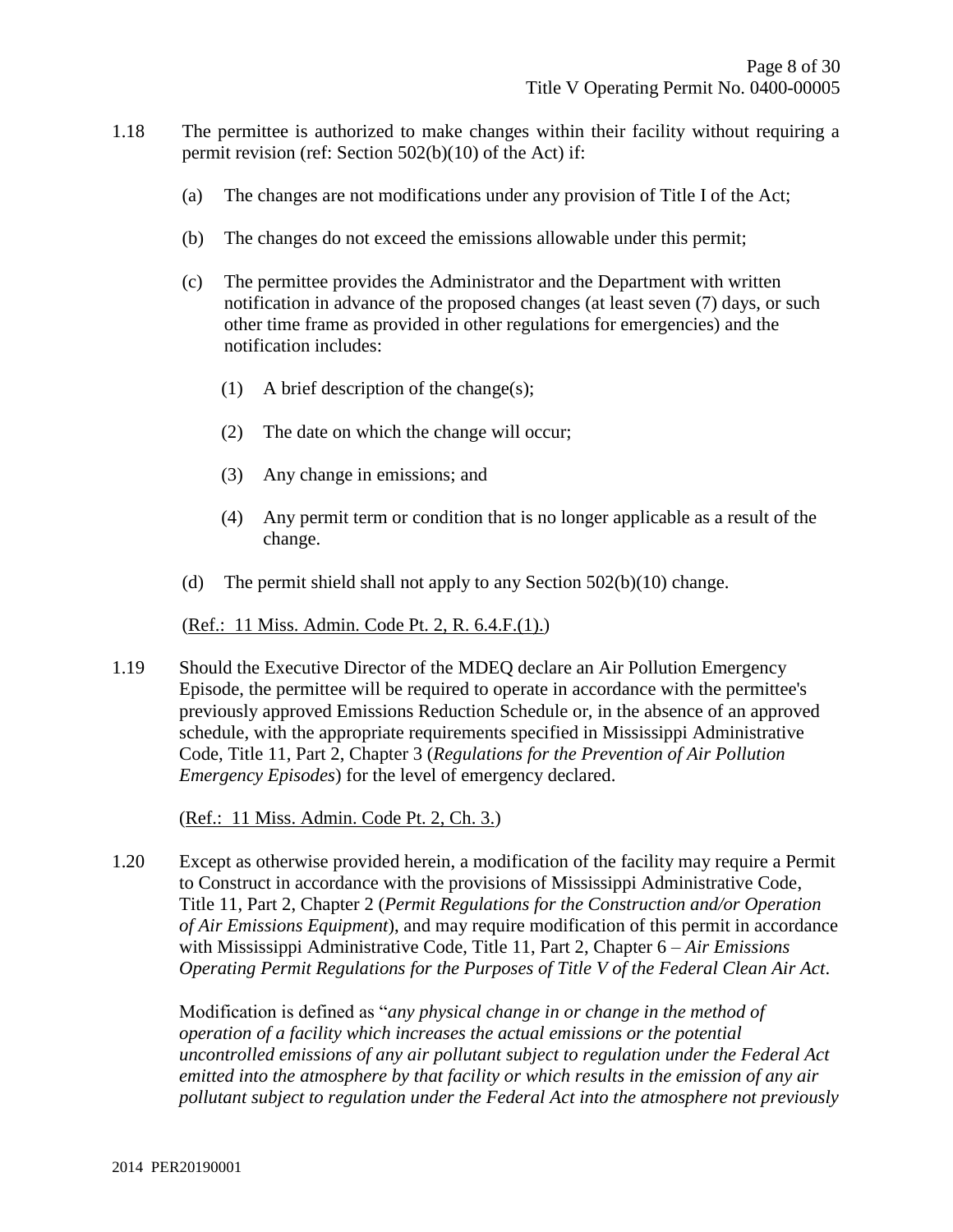1.18 The permittee is authorized to make changes within their facility without requiring a permit revision (ref: Section 502(b)(10) of the Act) if:

(a) The changes are not modifications under any provision of Title I of the Act;

(b) The changes do not exceed the emissions allowable under this permit;

(c) The permittee provides the Administrator and the Department with written notification in advance of the proposed changes (at least seven (7) days, or such other time frame as provided in other regulations for emergencies) and the notification includes:

(1) A brief description of the change(s);

(2) The date on which the change will occur;

(3) Any change in emissions; and

(4) Any permit term or condition that is no longer applicable as a result of the change.

(d) The permit shield shall not apply to any Section 502(b)(10) change.

(Ref.: 11 Miss. Admin. Code Pt. 2, R. 6.4.F.(1).)

1.19 Should the Executive Director of the MDEQ declare an Air Pollution Emergency Episode, the permittee will be required to operate in accordance with the permittee's previously approved Emissions Reduction Schedule or, in the absence of an approved schedule, with the appropriate requirements specified in Mississippi Administrative Code, Title 11, Part 2, Chapter 3 (*Regulations for the Prevention of Air Pollution Emergency Episodes*) for the level of emergency declared.

(Ref.: 11 Miss. Admin. Code Pt. 2, Ch. 3.)

1.20 Except as otherwise provided herein, a modification of the facility may require a Permit to Construct in accordance with the provisions of Mississippi Administrative Code, Title 11, Part 2, Chapter 2 (*Permit Regulations for the Construction and/or Operation of Air Emissions Equipment*), and may require modification of this permit in accordance with Mississippi Administrative Code, Title 11, Part 2, Chapter 6 – *Air Emissions Operating Permit Regulations for the Purposes of Title V of the Federal Clean Air Act*.

Modification is defined as "*any physical change in or change in the method of operation of a facility which increases the actual emissions or the potential uncontrolled emissions of any air pollutant subject to regulation under the Federal Act emitted into the atmosphere by that facility or which results in the emission of any air pollutant subject to regulation under the Federal Act into the atmosphere not previously*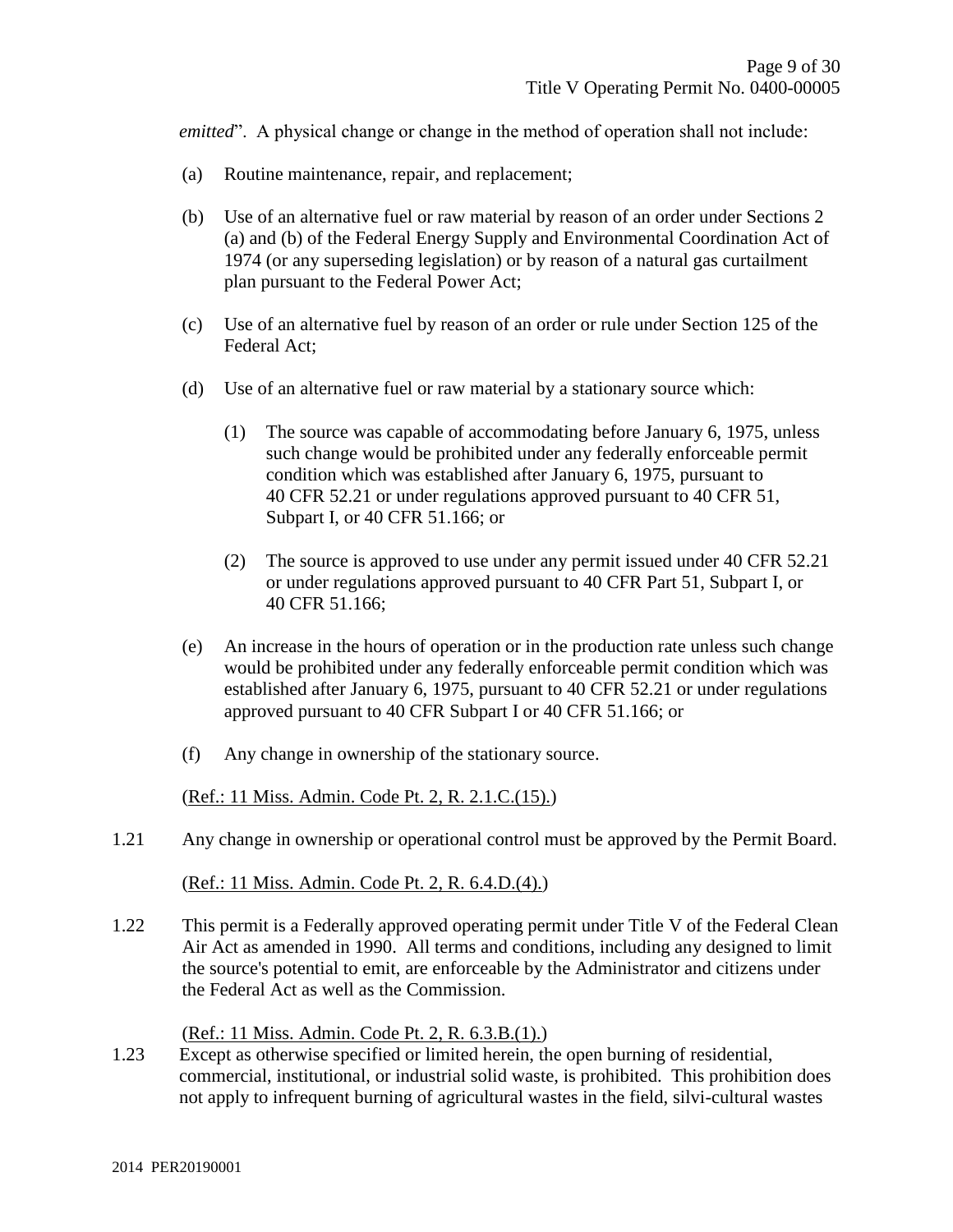*emitted*". A physical change or change in the method of operation shall not include:

(a) Routine maintenance, repair, and replacement;

(b) Use of an alternative fuel or raw material by reason of an order under Sections 2 (a) and (b) of the Federal Energy Supply and Environmental Coordination Act of 1974 (or any superseding legislation) or by reason of a natural gas curtailment plan pursuant to the Federal Power Act;

(c) Use of an alternative fuel by reason of an order or rule under Section 125 of the Federal Act;

(d) Use of an alternative fuel or raw material by a stationary source which:

  (1) The source was capable of accommodating before January 6, 1975, unless such change would be prohibited under any federally enforceable permit condition which was established after January 6, 1975, pursuant to 40 CFR 52.21 or under regulations approved pursuant to 40 CFR 51, Subpart I, or 40 CFR 51.166; or

  (2) The source is approved to use under any permit issued under 40 CFR 52.21 or under regulations approved pursuant to 40 CFR Part 51, Subpart I, or 40 CFR 51.166;

(e) An increase in the hours of operation or in the production rate unless such change would be prohibited under any federally enforceable permit condition which was established after January 6, 1975, pursuant to 40 CFR 52.21 or under regulations approved pursuant to 40 CFR Subpart I or 40 CFR 51.166; or

(f) Any change in ownership of the stationary source.

(Ref.: 11 Miss. Admin. Code Pt. 2, R. 2.1.C.(15).)

1.21 Any change in ownership or operational control must be approved by the Permit Board.

(Ref.: 11 Miss. Admin. Code Pt. 2, R. 6.4.D.(4).)

1.22 This permit is a Federally approved operating permit under Title V of the Federal Clean Air Act as amended in 1990. All terms and conditions, including any designed to limit the source's potential to emit, are enforceable by the Administrator and citizens under the Federal Act as well as the Commission.

(Ref.: 11 Miss. Admin. Code Pt. 2, R. 6.3.B.(1).)

1.23 Except as otherwise specified or limited herein, the open burning of residential, commercial, institutional, or industrial solid waste, is prohibited. This prohibition does not apply to infrequent burning of agricultural wastes in the field, silvi-cultural wastes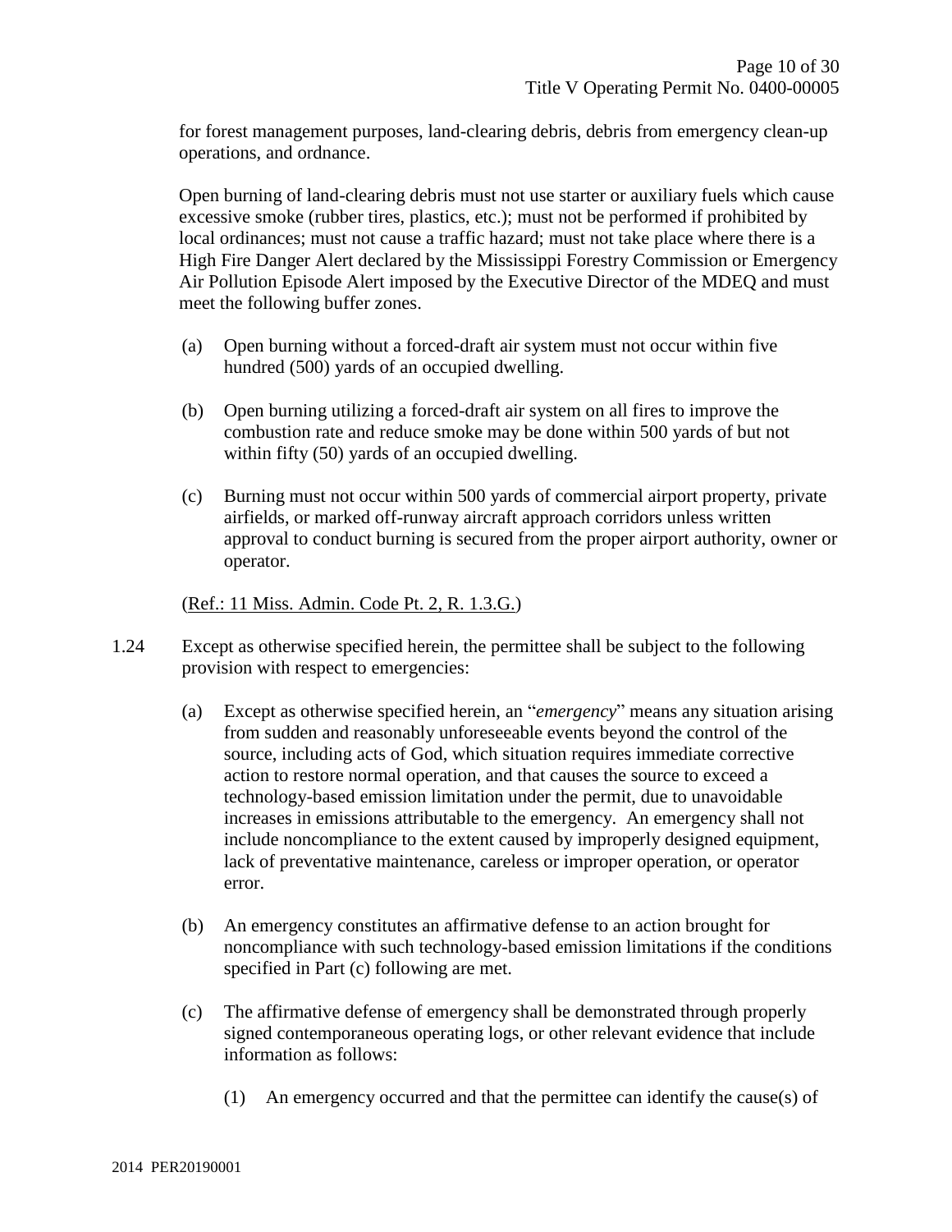for forest management purposes, land-clearing debris, debris from emergency clean-up operations, and ordnance.

Open burning of land-clearing debris must not use starter or auxiliary fuels which cause excessive smoke (rubber tires, plastics, etc.); must not be performed if prohibited by local ordinances; must not cause a traffic hazard; must not take place where there is a High Fire Danger Alert declared by the Mississippi Forestry Commission or Emergency Air Pollution Episode Alert imposed by the Executive Director of the MDEQ and must meet the following buffer zones.

(a) Open burning without a forced-draft air system must not occur within five hundred (500) yards of an occupied dwelling.

(b) Open burning utilizing a forced-draft air system on all fires to improve the combustion rate and reduce smoke may be done within 500 yards of but not within fifty (50) yards of an occupied dwelling.

(c) Burning must not occur within 500 yards of commercial airport property, private airfields, or marked off-runway aircraft approach corridors unless written approval to conduct burning is secured from the proper airport authority, owner or operator.

(Ref.: 11 Miss. Admin. Code Pt. 2, R. 1.3.G.)

1.24 Except as otherwise specified herein, the permittee shall be subject to the following provision with respect to emergencies:

(a) Except as otherwise specified herein, an "*emergency*" means any situation arising from sudden and reasonably unforeseeable events beyond the control of the source, including acts of God, which situation requires immediate corrective action to restore normal operation, and that causes the source to exceed a technology-based emission limitation under the permit, due to unavoidable increases in emissions attributable to the emergency. An emergency shall not include noncompliance to the extent caused by improperly designed equipment, lack of preventative maintenance, careless or improper operation, or operator error.

(b) An emergency constitutes an affirmative defense to an action brought for noncompliance with such technology-based emission limitations if the conditions specified in Part (c) following are met.

(c) The affirmative defense of emergency shall be demonstrated through properly signed contemporaneous operating logs, or other relevant evidence that include information as follows:

(1) An emergency occurred and that the permittee can identify the cause(s) of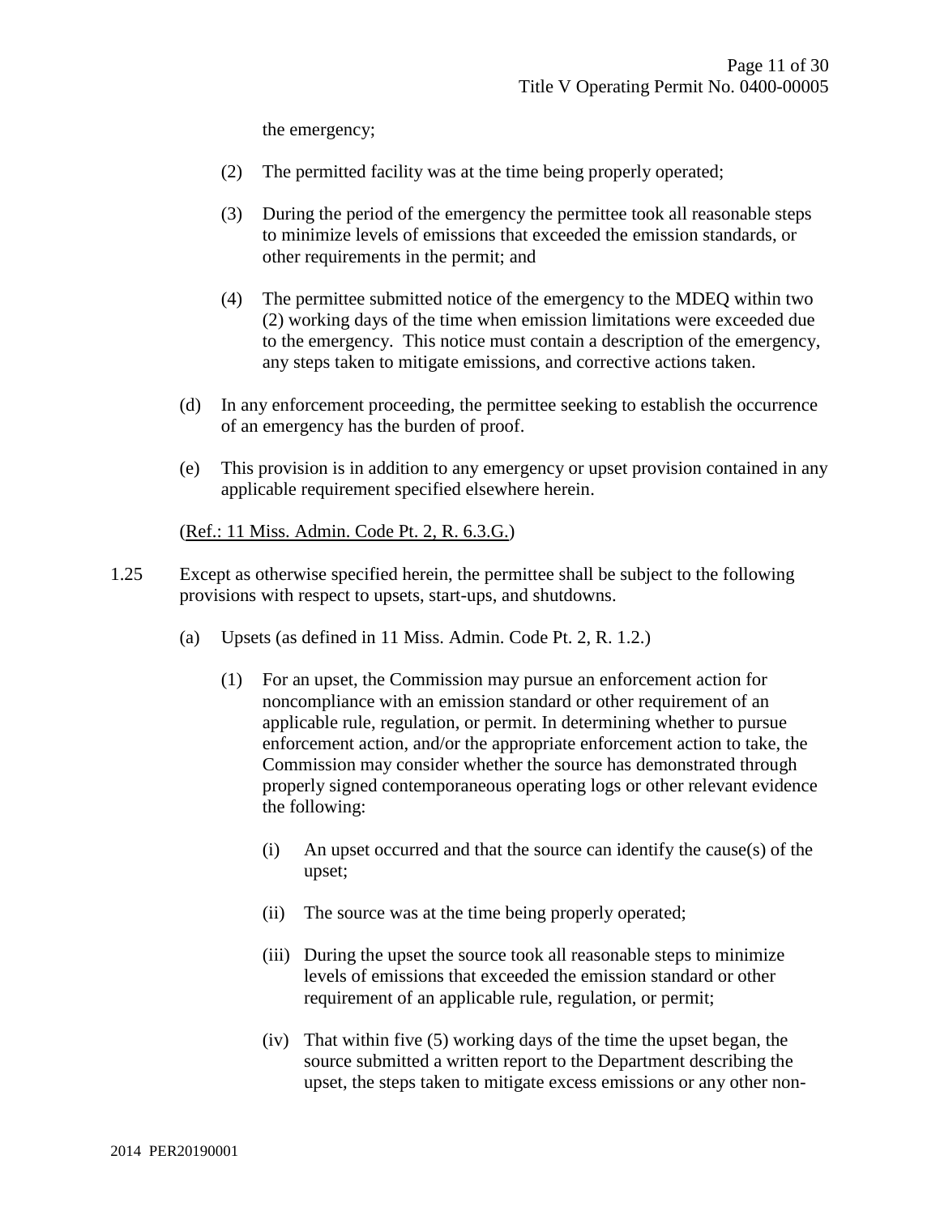the emergency;

(2) The permitted facility was at the time being properly operated;

(3) During the period of the emergency the permittee took all reasonable steps to minimize levels of emissions that exceeded the emission standards, or other requirements in the permit; and

(4) The permittee submitted notice of the emergency to the MDEQ within two (2) working days of the time when emission limitations were exceeded due to the emergency. This notice must contain a description of the emergency, any steps taken to mitigate emissions, and corrective actions taken.

(d) In any enforcement proceeding, the permittee seeking to establish the occurrence of an emergency has the burden of proof.

(e) This provision is in addition to any emergency or upset provision contained in any applicable requirement specified elsewhere herein.

(Ref.: 11 Miss. Admin. Code Pt. 2, R. 6.3.G.)

1.25 Except as otherwise specified herein, the permittee shall be subject to the following provisions with respect to upsets, start-ups, and shutdowns.

(a) Upsets (as defined in 11 Miss. Admin. Code Pt. 2, R. 1.2.)

(1) For an upset, the Commission may pursue an enforcement action for noncompliance with an emission standard or other requirement of an applicable rule, regulation, or permit. In determining whether to pursue enforcement action, and/or the appropriate enforcement action to take, the Commission may consider whether the source has demonstrated through properly signed contemporaneous operating logs or other relevant evidence the following:

(i) An upset occurred and that the source can identify the cause(s) of the upset;

(ii) The source was at the time being properly operated;

(iii) During the upset the source took all reasonable steps to minimize levels of emissions that exceeded the emission standard or other requirement of an applicable rule, regulation, or permit;

(iv) That within five (5) working days of the time the upset began, the source submitted a written report to the Department describing the upset, the steps taken to mitigate excess emissions or any other non-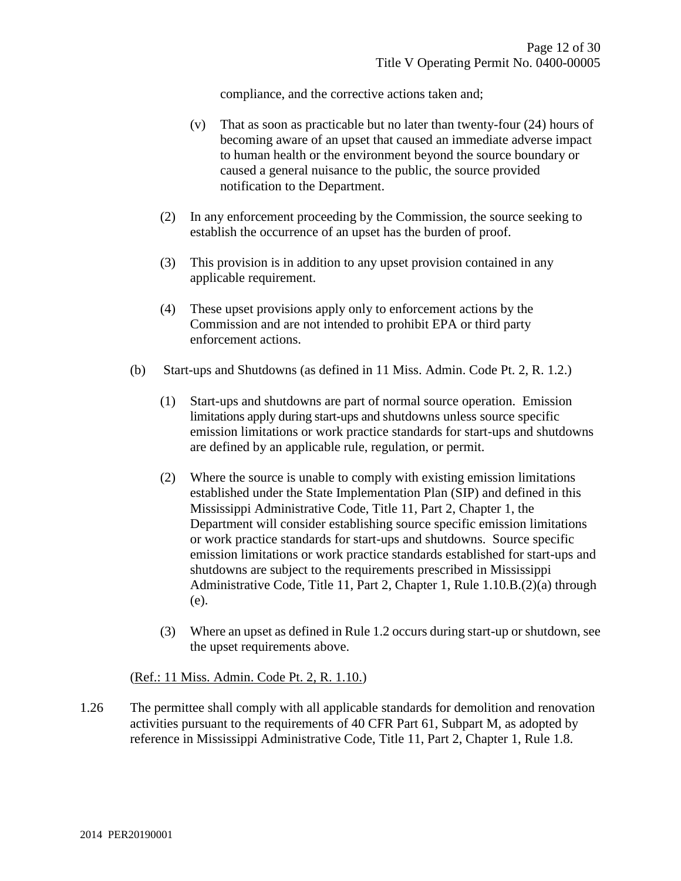compliance, and the corrective actions taken and;

(v) That as soon as practicable but no later than twenty-four (24) hours of becoming aware of an upset that caused an immediate adverse impact to human health or the environment beyond the source boundary or caused a general nuisance to the public, the source provided notification to the Department.

(2) In any enforcement proceeding by the Commission, the source seeking to establish the occurrence of an upset has the burden of proof.

(3) This provision is in addition to any upset provision contained in any applicable requirement.

(4) These upset provisions apply only to enforcement actions by the Commission and are not intended to prohibit EPA or third party enforcement actions.

(b) Start-ups and Shutdowns (as defined in 11 Miss. Admin. Code Pt. 2, R. 1.2.)

(1) Start-ups and shutdowns are part of normal source operation. Emission limitations apply during start-ups and shutdowns unless source specific emission limitations or work practice standards for start-ups and shutdowns are defined by an applicable rule, regulation, or permit.

(2) Where the source is unable to comply with existing emission limitations established under the State Implementation Plan (SIP) and defined in this Mississippi Administrative Code, Title 11, Part 2, Chapter 1, the Department will consider establishing source specific emission limitations or work practice standards for start-ups and shutdowns. Source specific emission limitations or work practice standards established for start-ups and shutdowns are subject to the requirements prescribed in Mississippi Administrative Code, Title 11, Part 2, Chapter 1, Rule 1.10.B.(2)(a) through (e).

(3) Where an upset as defined in Rule 1.2 occurs during start-up or shutdown, see the upset requirements above.

(Ref.: 11 Miss. Admin. Code Pt. 2, R. 1.10.)

1.26 The permittee shall comply with all applicable standards for demolition and renovation activities pursuant to the requirements of 40 CFR Part 61, Subpart M, as adopted by reference in Mississippi Administrative Code, Title 11, Part 2, Chapter 1, Rule 1.8.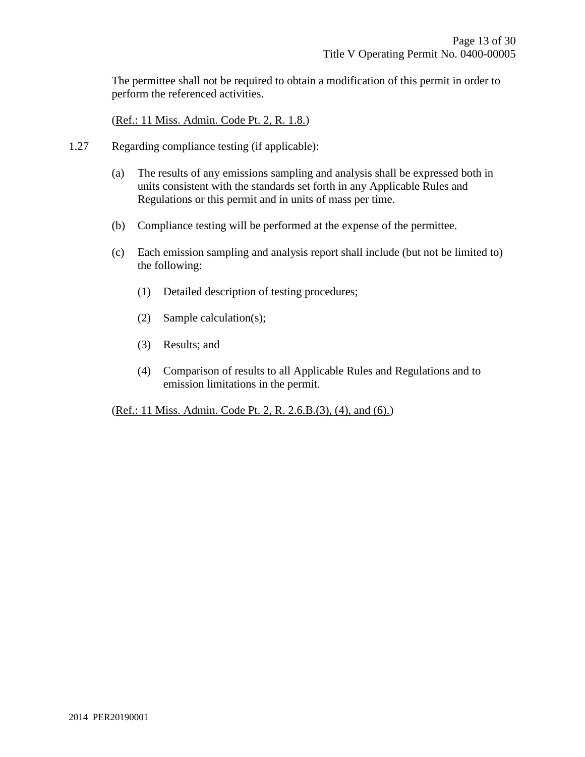The permittee shall not be required to obtain a modification of this permit in order to perform the referenced activities.

(Ref.: 11 Miss. Admin. Code Pt. 2, R. 1.8.)

1.27 Regarding compliance testing (if applicable):

(a) The results of any emissions sampling and analysis shall be expressed both in units consistent with the standards set forth in any Applicable Rules and Regulations or this permit and in units of mass per time.

(b) Compliance testing will be performed at the expense of the permittee.

(c) Each emission sampling and analysis report shall include (but not be limited to) the following:

(1) Detailed description of testing procedures;

(2) Sample calculation(s);

(3) Results; and

(4) Comparison of results to all Applicable Rules and Regulations and to emission limitations in the permit.

(Ref.: 11 Miss. Admin. Code Pt. 2, R. 2.6.B.(3), (4), and (6).)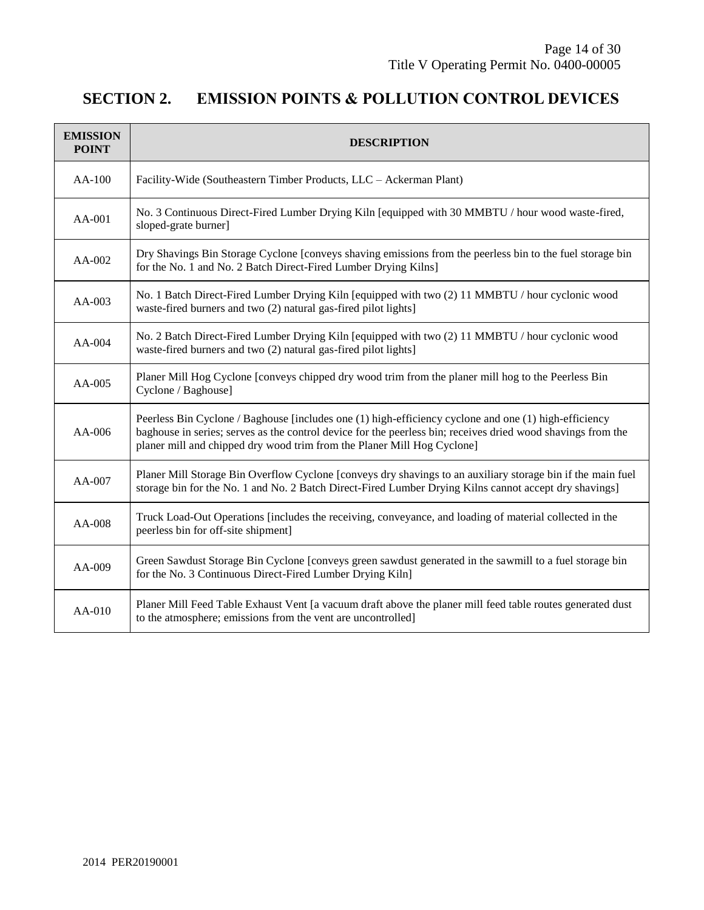# SECTION 2. EMISSION POINTS & POLLUTION CONTROL DEVICES

| EMISSION POINT | DESCRIPTION |
|---|---|
| AA-100 | Facility-Wide (Southeastern Timber Products, LLC – Ackerman Plant) |
| AA-001 | No. 3 Continuous Direct-Fired Lumber Drying Kiln [equipped with 30 MMBTU / hour wood waste-fired, sloped-grate burner] |
| AA-002 | Dry Shavings Bin Storage Cyclone [conveys shaving emissions from the peerless bin to the fuel storage bin for the No. 1 and No. 2 Batch Direct-Fired Lumber Drying Kilns] |
| AA-003 | No. 1 Batch Direct-Fired Lumber Drying Kiln [equipped with two (2) 11 MMBTU / hour cyclonic wood waste-fired burners and two (2) natural gas-fired pilot lights] |
| AA-004 | No. 2 Batch Direct-Fired Lumber Drying Kiln [equipped with two (2) 11 MMBTU / hour cyclonic wood waste-fired burners and two (2) natural gas-fired pilot lights] |
| AA-005 | Planer Mill Hog Cyclone [conveys chipped dry wood trim from the planer mill hog to the Peerless Bin Cyclone / Baghouse] |
| AA-006 | Peerless Bin Cyclone / Baghouse [includes one (1) high-efficiency cyclone and one (1) high-efficiency baghouse in series; serves as the control device for the peerless bin; receives dried wood shavings from the planer mill and chipped dry wood trim from the Planer Mill Hog Cyclone] |
| AA-007 | Planer Mill Storage Bin Overflow Cyclone [conveys dry shavings to an auxiliary storage bin if the main fuel storage bin for the No. 1 and No. 2 Batch Direct-Fired Lumber Drying Kilns cannot accept dry shavings] |
| AA-008 | Truck Load-Out Operations [includes the receiving, conveyance, and loading of material collected in the peerless bin for off-site shipment] |
| AA-009 | Green Sawdust Storage Bin Cyclone [conveys green sawdust generated in the sawmill to a fuel storage bin for the No. 3 Continuous Direct-Fired Lumber Drying Kiln] |
| AA-010 | Planer Mill Feed Table Exhaust Vent [a vacuum draft above the planer mill feed table routes generated dust to the atmosphere; emissions from the vent are uncontrolled] |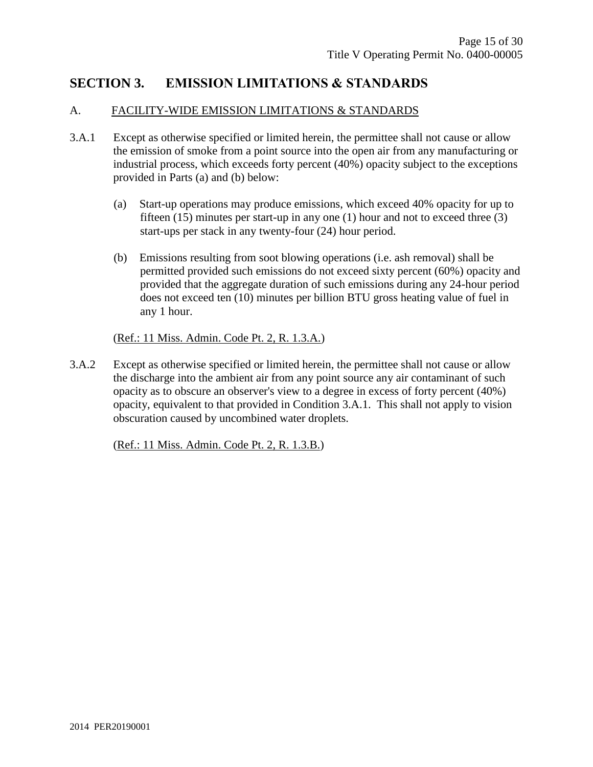# SECTION 3. EMISSION LIMITATIONS & STANDARDS

## A. FACILITY-WIDE EMISSION LIMITATIONS & STANDARDS

3.A.1 Except as otherwise specified or limited herein, the permittee shall not cause or allow the emission of smoke from a point source into the open air from any manufacturing or industrial process, which exceeds forty percent (40%) opacity subject to the exceptions provided in Parts (a) and (b) below:

(a) Start-up operations may produce emissions, which exceed 40% opacity for up to fifteen (15) minutes per start-up in any one (1) hour and not to exceed three (3) start-ups per stack in any twenty-four (24) hour period.

(b) Emissions resulting from soot blowing operations (i.e. ash removal) shall be permitted provided such emissions do not exceed sixty percent (60%) opacity and provided that the aggregate duration of such emissions during any 24-hour period does not exceed ten (10) minutes per billion BTU gross heating value of fuel in any 1 hour.

(Ref.: 11 Miss. Admin. Code Pt. 2, R. 1.3.A.)

3.A.2 Except as otherwise specified or limited herein, the permittee shall not cause or allow the discharge into the ambient air from any point source any air contaminant of such opacity as to obscure an observer's view to a degree in excess of forty percent (40%) opacity, equivalent to that provided in Condition 3.A.1. This shall not apply to vision obscuration caused by uncombined water droplets.

(Ref.: 11 Miss. Admin. Code Pt. 2, R. 1.3.B.)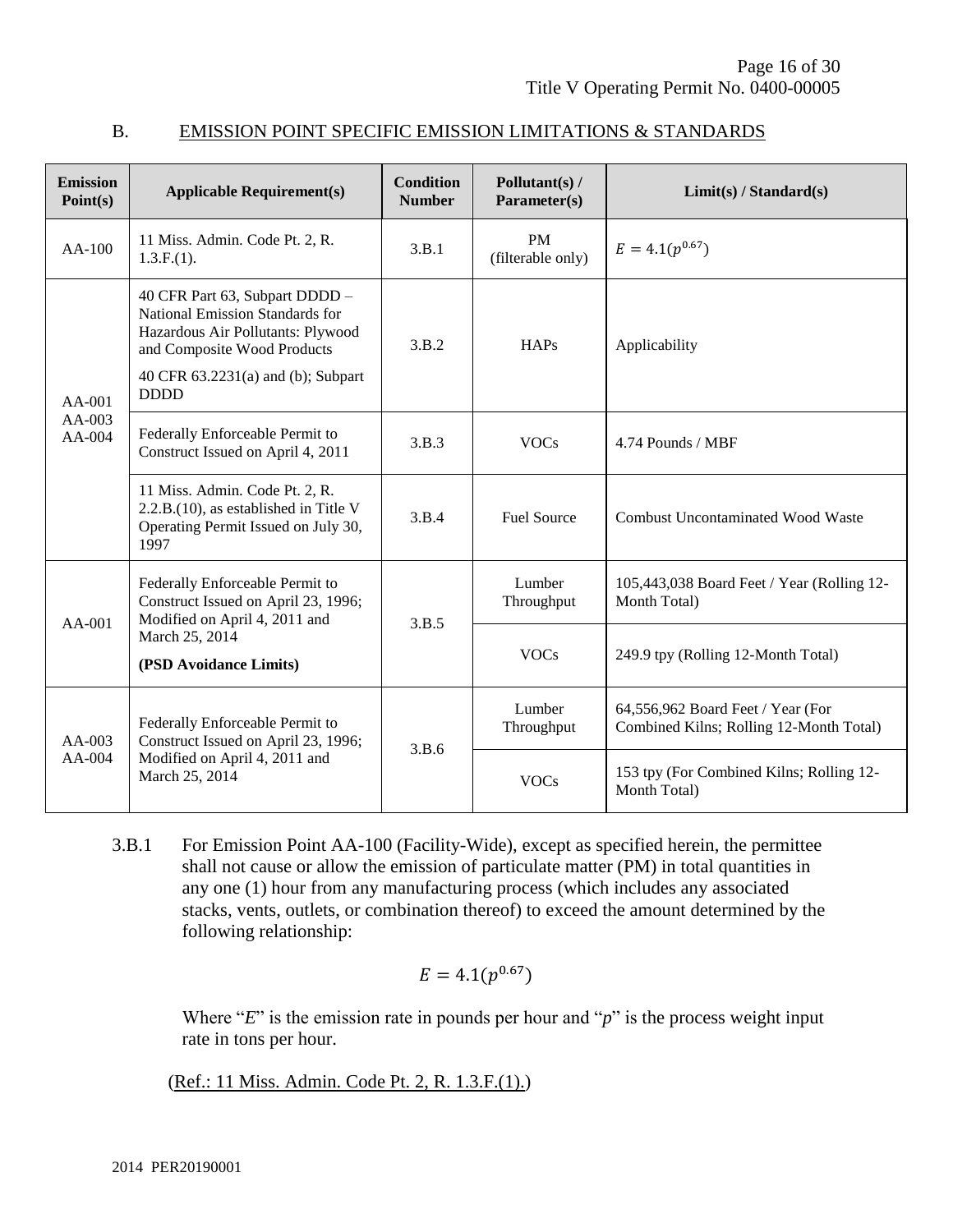## B. EMISSION POINT SPECIFIC EMISSION LIMITATIONS & STANDARDS

| Emission Point(s) | Applicable Requirement(s) | Condition Number | Pollutant(s) / Parameter(s) | Limit(s) / Standard(s) |
|---|---|---|---|---|
| AA-100 | 11 Miss. Admin. Code Pt. 2, R. 1.3.F.(1). | 3.B.1 | PM (filterable only) | $E = 4.1(p^{0.67})$ |
| AA-001<br>AA-003<br>AA-004 | 40 CFR Part 63, Subpart DDDD – National Emission Standards for Hazardous Air Pollutants: Plywood and Composite Wood Products<br>40 CFR 63.2231(a) and (b); Subpart DDDD | 3.B.2 | HAPs | Applicability |
| | Federally Enforceable Permit to Construct Issued on April 4, 2011 | 3.B.3 | VOCs | 4.74 Pounds / MBF |
| | 11 Miss. Admin. Code Pt. 2, R. 2.2.B.(10), as established in Title V Operating Permit Issued on July 30, 1997 | 3.B.4 | Fuel Source | Combust Uncontaminated Wood Waste |
| AA-001 | Federally Enforceable Permit to Construct Issued on April 23, 1996; Modified on April 4, 2011 and March 25, 2014<br>**(PSD Avoidance Limits)** | 3.B.5 | Lumber Throughput | 105,443,038 Board Feet / Year (Rolling 12-Month Total) |
| | | | VOCs | 249.9 tpy (Rolling 12-Month Total) |
| AA-003<br>AA-004 | Federally Enforceable Permit to Construct Issued on April 23, 1996; Modified on April 4, 2011 and March 25, 2014 | 3.B.6 | Lumber Throughput | 64,556,962 Board Feet / Year (For Combined Kilns; Rolling 12-Month Total) |
| | | | VOCs | 153 tpy (For Combined Kilns; Rolling 12-Month Total) |

3.B.1 For Emission Point AA-100 (Facility-Wide), except as specified herein, the permittee shall not cause or allow the emission of particulate matter (PM) in total quantities in any one (1) hour from any manufacturing process (which includes any associated stacks, vents, outlets, or combination thereof) to exceed the amount determined by the following relationship:

$$E = 4.1(p^{0.67})$$

Where "$E$" is the emission rate in pounds per hour and "$p$" is the process weight input rate in tons per hour.

(Ref.: 11 Miss. Admin. Code Pt. 2, R. 1.3.F.(1).)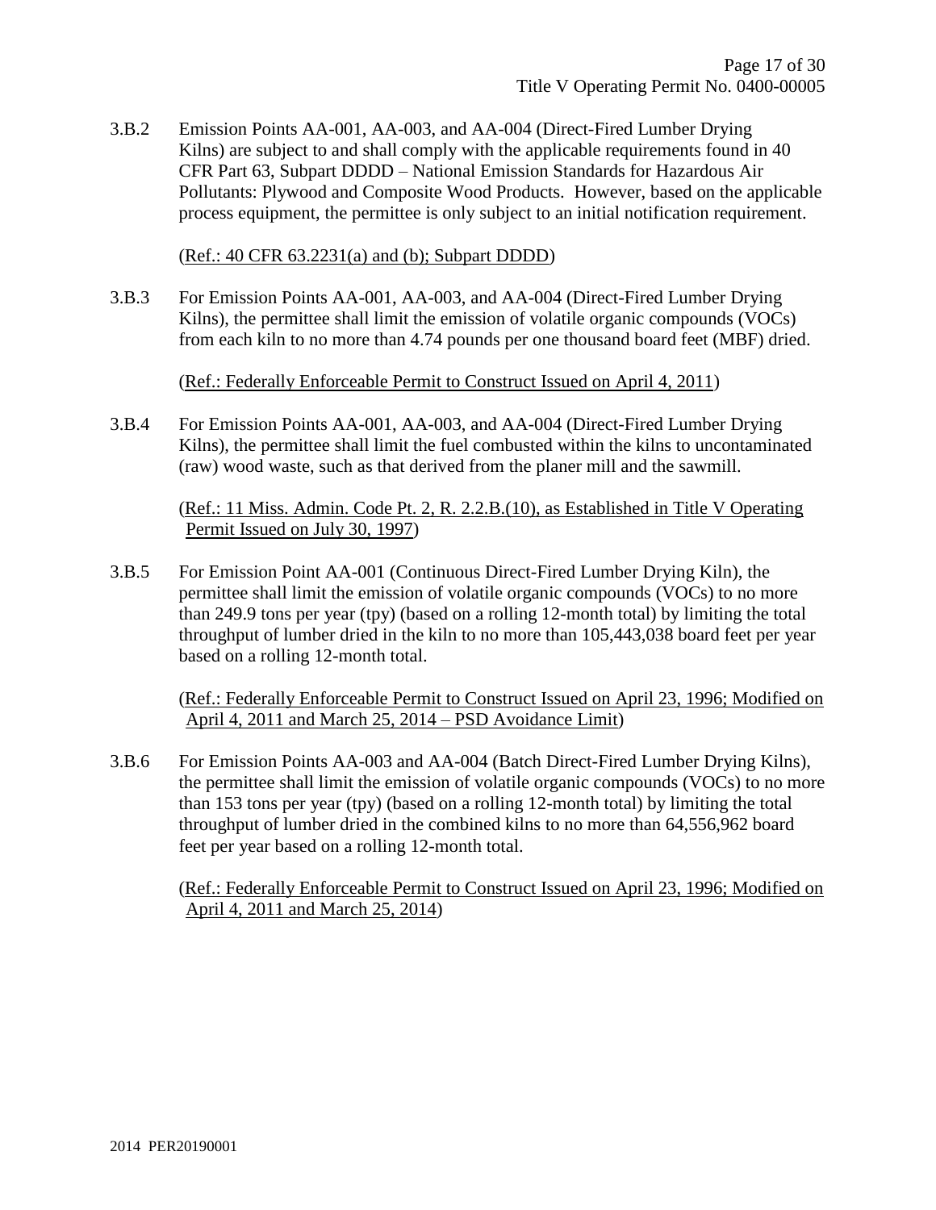3.B.2 Emission Points AA-001, AA-003, and AA-004 (Direct-Fired Lumber Drying Kilns) are subject to and shall comply with the applicable requirements found in 40 CFR Part 63, Subpart DDDD – National Emission Standards for Hazardous Air Pollutants: Plywood and Composite Wood Products. However, based on the applicable process equipment, the permittee is only subject to an initial notification requirement.

(Ref.: 40 CFR 63.2231(a) and (b); Subpart DDDD)

3.B.3 For Emission Points AA-001, AA-003, and AA-004 (Direct-Fired Lumber Drying Kilns), the permittee shall limit the emission of volatile organic compounds (VOCs) from each kiln to no more than 4.74 pounds per one thousand board feet (MBF) dried.

(Ref.: Federally Enforceable Permit to Construct Issued on April 4, 2011)

3.B.4 For Emission Points AA-001, AA-003, and AA-004 (Direct-Fired Lumber Drying Kilns), the permittee shall limit the fuel combusted within the kilns to uncontaminated (raw) wood waste, such as that derived from the planer mill and the sawmill.

(Ref.: 11 Miss. Admin. Code Pt. 2, R. 2.2.B.(10), as Established in Title V Operating Permit Issued on July 30, 1997)

3.B.5 For Emission Point AA-001 (Continuous Direct-Fired Lumber Drying Kiln), the permittee shall limit the emission of volatile organic compounds (VOCs) to no more than 249.9 tons per year (tpy) (based on a rolling 12-month total) by limiting the total throughput of lumber dried in the kiln to no more than 105,443,038 board feet per year based on a rolling 12-month total.

(Ref.: Federally Enforceable Permit to Construct Issued on April 23, 1996; Modified on April 4, 2011 and March 25, 2014 – PSD Avoidance Limit)

3.B.6 For Emission Points AA-003 and AA-004 (Batch Direct-Fired Lumber Drying Kilns), the permittee shall limit the emission of volatile organic compounds (VOCs) to no more than 153 tons per year (tpy) (based on a rolling 12-month total) by limiting the total throughput of lumber dried in the combined kilns to no more than 64,556,962 board feet per year based on a rolling 12-month total.

(Ref.: Federally Enforceable Permit to Construct Issued on April 23, 1996; Modified on April 4, 2011 and March 25, 2014)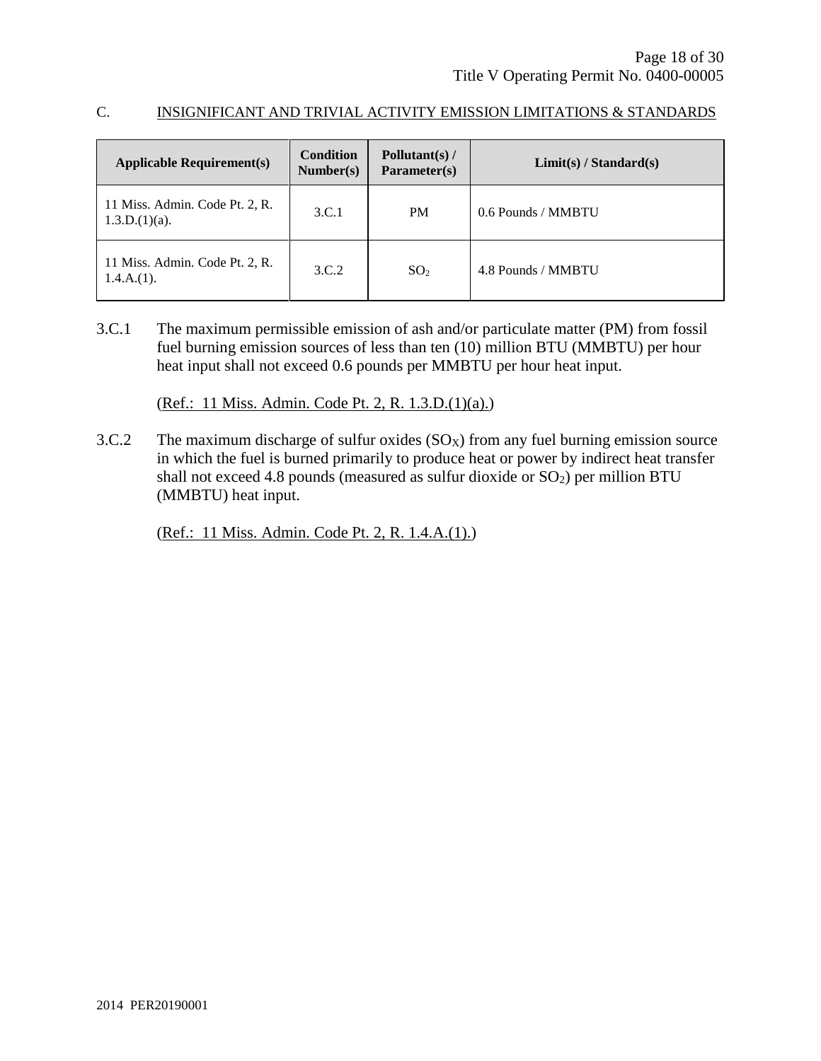C. INSIGNIFICANT AND TRIVIAL ACTIVITY EMISSION LIMITATIONS & STANDARDS

| Applicable Requirement(s) | Condition Number(s) | Pollutant(s) / Parameter(s) | Limit(s) / Standard(s) |
|---|---|---|---|
| 11 Miss. Admin. Code Pt. 2, R. 1.3.D.(1)(a). | 3.C.1 | PM | 0.6 Pounds / MMBTU |
| 11 Miss. Admin. Code Pt. 2, R. 1.4.A.(1). | 3.C.2 | $SO_2$ | 4.8 Pounds / MMBTU |

3.C.1 The maximum permissible emission of ash and/or particulate matter (PM) from fossil fuel burning emission sources of less than ten (10) million BTU (MMBTU) per hour heat input shall not exceed 0.6 pounds per MMBTU per hour heat input.

(Ref.: 11 Miss. Admin. Code Pt. 2, R. 1.3.D.(1)(a).)

3.C.2 The maximum discharge of sulfur oxides ($SO_X$) from any fuel burning emission source in which the fuel is burned primarily to produce heat or power by indirect heat transfer shall not exceed 4.8 pounds (measured as sulfur dioxide or $SO_2$) per million BTU (MMBTU) heat input.

(Ref.: 11 Miss. Admin. Code Pt. 2, R. 1.4.A.(1).)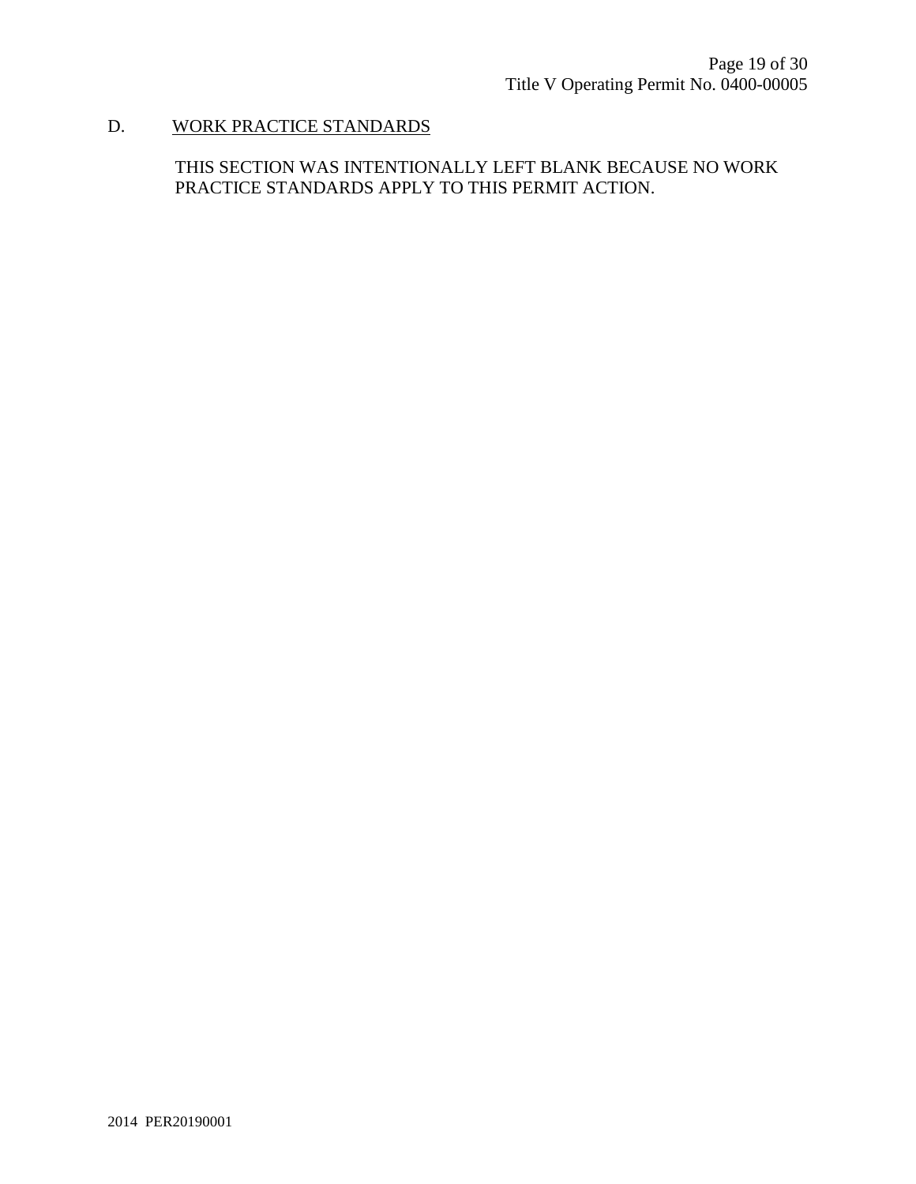## D. <u>WORK PRACTICE STANDARDS</u>

THIS SECTION WAS INTENTIONALLY LEFT BLANK BECAUSE NO WORK PRACTICE STANDARDS APPLY TO THIS PERMIT ACTION.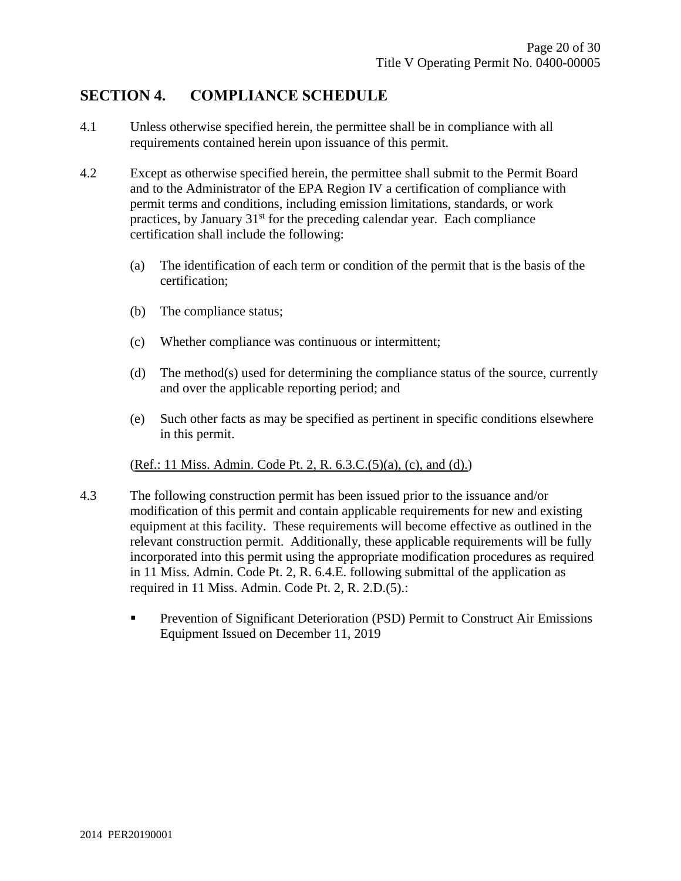## SECTION 4. COMPLIANCE SCHEDULE

4.1 Unless otherwise specified herein, the permittee shall be in compliance with all requirements contained herein upon issuance of this permit.

4.2 Except as otherwise specified herein, the permittee shall submit to the Permit Board and to the Administrator of the EPA Region IV a certification of compliance with permit terms and conditions, including emission limitations, standards, or work practices, by January 31st for the preceding calendar year. Each compliance certification shall include the following:

(a) The identification of each term or condition of the permit that is the basis of the certification;

(b) The compliance status;

(c) Whether compliance was continuous or intermittent;

(d) The method(s) used for determining the compliance status of the source, currently and over the applicable reporting period; and

(e) Such other facts as may be specified as pertinent in specific conditions elsewhere in this permit.

(Ref.: 11 Miss. Admin. Code Pt. 2, R. 6.3.C.(5)(a), (c), and (d).)

4.3 The following construction permit has been issued prior to the issuance and/or modification of this permit and contain applicable requirements for new and existing equipment at this facility. These requirements will become effective as outlined in the relevant construction permit. Additionally, these applicable requirements will be fully incorporated into this permit using the appropriate modification procedures as required in 11 Miss. Admin. Code Pt. 2, R. 6.4.E. following submittal of the application as required in 11 Miss. Admin. Code Pt. 2, R. 2.D.(5).:

- Prevention of Significant Deterioration (PSD) Permit to Construct Air Emissions Equipment Issued on December 11, 2019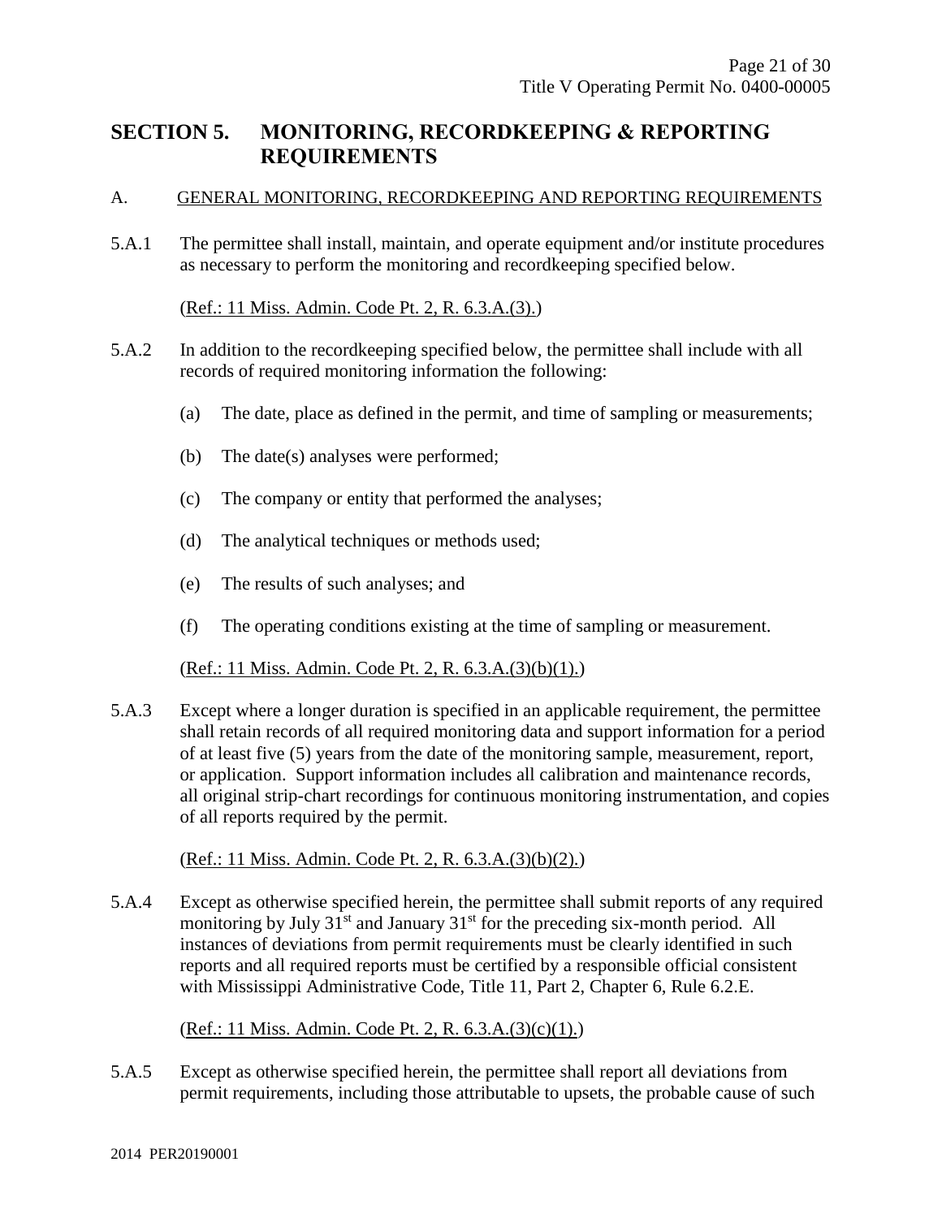# SECTION 5. MONITORING, RECORDKEEPING & REPORTING REQUIREMENTS

## A. GENERAL MONITORING, RECORDKEEPING AND REPORTING REQUIREMENTS

5.A.1 The permittee shall install, maintain, and operate equipment and/or institute procedures as necessary to perform the monitoring and recordkeeping specified below.

(Ref.: 11 Miss. Admin. Code Pt. 2, R. 6.3.A.(3).)

5.A.2 In addition to the recordkeeping specified below, the permittee shall include with all records of required monitoring information the following:

(a) The date, place as defined in the permit, and time of sampling or measurements;

(b) The date(s) analyses were performed;

(c) The company or entity that performed the analyses;

(d) The analytical techniques or methods used;

(e) The results of such analyses; and

(f) The operating conditions existing at the time of sampling or measurement.

(Ref.: 11 Miss. Admin. Code Pt. 2, R. 6.3.A.(3)(b)(1).)

5.A.3 Except where a longer duration is specified in an applicable requirement, the permittee shall retain records of all required monitoring data and support information for a period of at least five (5) years from the date of the monitoring sample, measurement, report, or application. Support information includes all calibration and maintenance records, all original strip-chart recordings for continuous monitoring instrumentation, and copies of all reports required by the permit.

(Ref.: 11 Miss. Admin. Code Pt. 2, R. 6.3.A.(3)(b)(2).)

5.A.4 Except as otherwise specified herein, the permittee shall submit reports of any required monitoring by July 31st and January 31st for the preceding six-month period. All instances of deviations from permit requirements must be clearly identified in such reports and all required reports must be certified by a responsible official consistent with Mississippi Administrative Code, Title 11, Part 2, Chapter 6, Rule 6.2.E.

(Ref.: 11 Miss. Admin. Code Pt. 2, R. 6.3.A.(3)(c)(1).)

5.A.5 Except as otherwise specified herein, the permittee shall report all deviations from permit requirements, including those attributable to upsets, the probable cause of such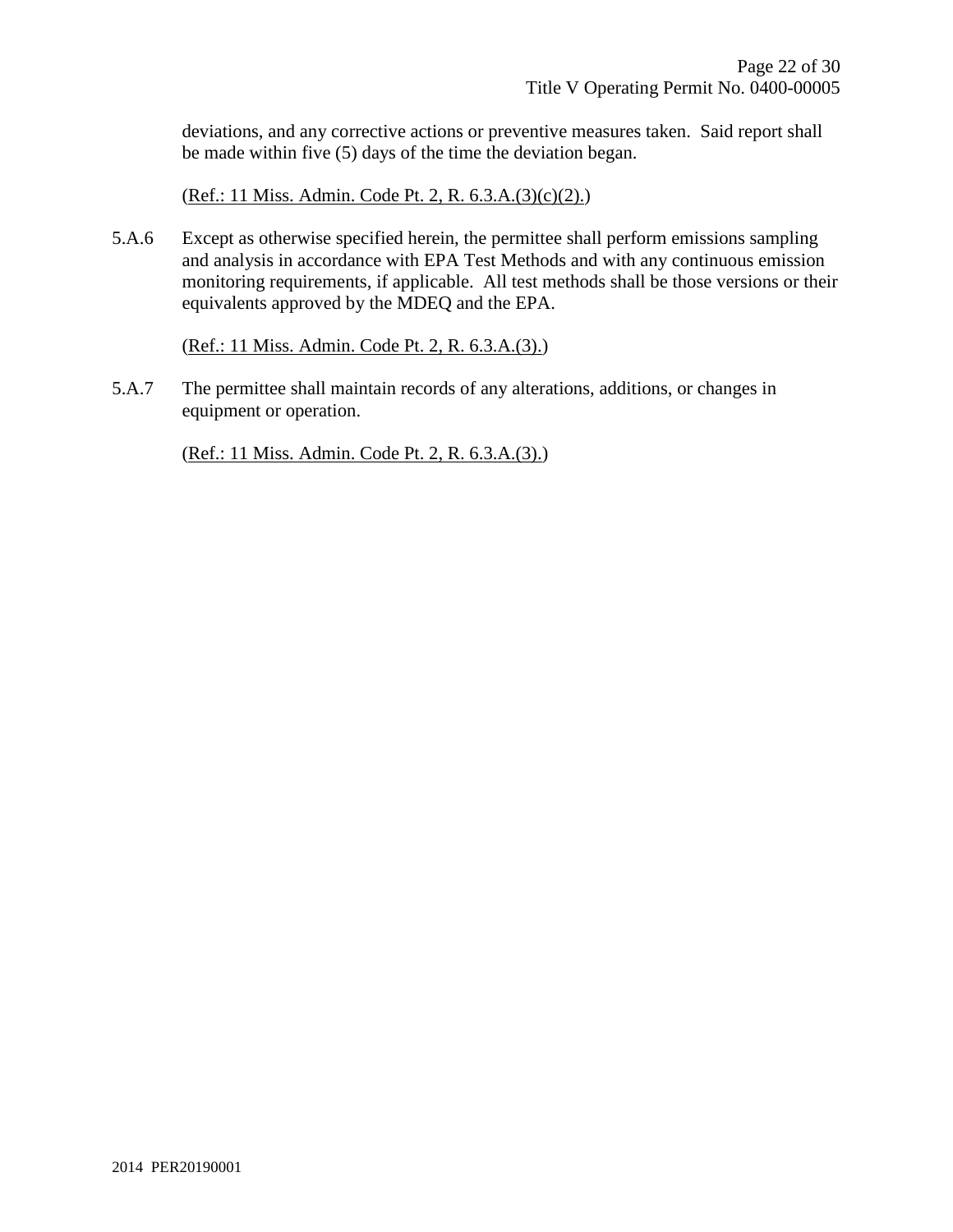deviations, and any corrective actions or preventive measures taken. Said report shall be made within five (5) days of the time the deviation began.

(Ref.: 11 Miss. Admin. Code Pt. 2, R. 6.3.A.(3)(c)(2).)

5.A.6 Except as otherwise specified herein, the permittee shall perform emissions sampling and analysis in accordance with EPA Test Methods and with any continuous emission monitoring requirements, if applicable. All test methods shall be those versions or their equivalents approved by the MDEQ and the EPA.

(Ref.: 11 Miss. Admin. Code Pt. 2, R. 6.3.A.(3).)

5.A.7 The permittee shall maintain records of any alterations, additions, or changes in equipment or operation.

(Ref.: 11 Miss. Admin. Code Pt. 2, R. 6.3.A.(3).)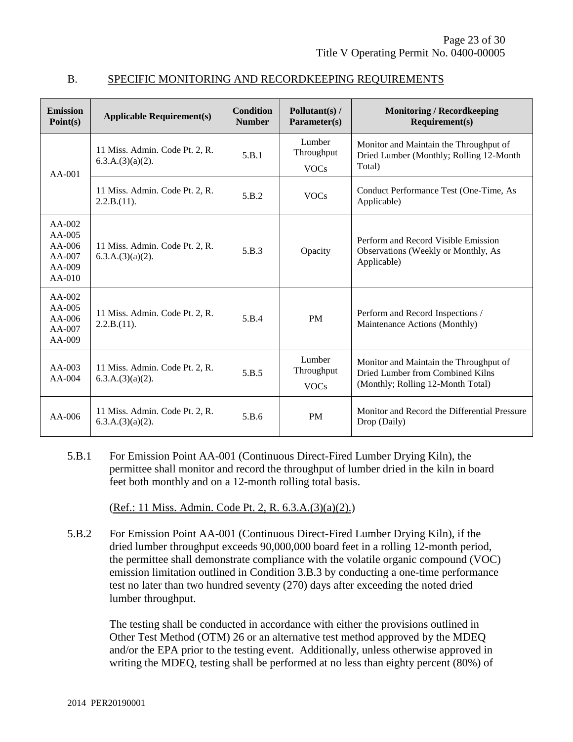## B. SPECIFIC MONITORING AND RECORDKEEPING REQUIREMENTS

| Emission Point(s) | Applicable Requirement(s) | Condition Number | Pollutant(s) / Parameter(s) | Monitoring / Recordkeeping Requirement(s) |
|---|---|---|---|---|
| AA-001 | 11 Miss. Admin. Code Pt. 2, R. 6.3.A.(3)(a)(2). | 5.B.1 | Lumber Throughput VOCs | Monitor and Maintain the Throughput of Dried Lumber (Monthly; Rolling 12-Month Total) |
| | 11 Miss. Admin. Code Pt. 2, R. 2.2.B.(11). | 5.B.2 | VOCs | Conduct Performance Test (One-Time, As Applicable) |
| AA-002 AA-005 AA-006 AA-007 AA-009 AA-010 | 11 Miss. Admin. Code Pt. 2, R. 6.3.A.(3)(a)(2). | 5.B.3 | Opacity | Perform and Record Visible Emission Observations (Weekly or Monthly, As Applicable) |
| AA-002 AA-005 AA-006 AA-007 AA-009 | 11 Miss. Admin. Code Pt. 2, R. 2.2.B.(11). | 5.B.4 | PM | Perform and Record Inspections / Maintenance Actions (Monthly) |
| AA-003 AA-004 | 11 Miss. Admin. Code Pt. 2, R. 6.3.A.(3)(a)(2). | 5.B.5 | Lumber Throughput VOCs | Monitor and Maintain the Throughput of Dried Lumber from Combined Kilns (Monthly; Rolling 12-Month Total) |
| AA-006 | 11 Miss. Admin. Code Pt. 2, R. 6.3.A.(3)(a)(2). | 5.B.6 | PM | Monitor and Record the Differential Pressure Drop (Daily) |

5.B.1 For Emission Point AA-001 (Continuous Direct-Fired Lumber Drying Kiln), the permittee shall monitor and record the throughput of lumber dried in the kiln in board feet both monthly and on a 12-month rolling total basis.

(Ref.: 11 Miss. Admin. Code Pt. 2, R. 6.3.A.(3)(a)(2).)

5.B.2 For Emission Point AA-001 (Continuous Direct-Fired Lumber Drying Kiln), if the dried lumber throughput exceeds 90,000,000 board feet in a rolling 12-month period, the permittee shall demonstrate compliance with the volatile organic compound (VOC) emission limitation outlined in Condition 3.B.3 by conducting a one-time performance test no later than two hundred seventy (270) days after exceeding the noted dried lumber throughput.

The testing shall be conducted in accordance with either the provisions outlined in Other Test Method (OTM) 26 or an alternative test method approved by the MDEQ and/or the EPA prior to the testing event. Additionally, unless otherwise approved in writing the MDEQ, testing shall be performed at no less than eighty percent (80%) of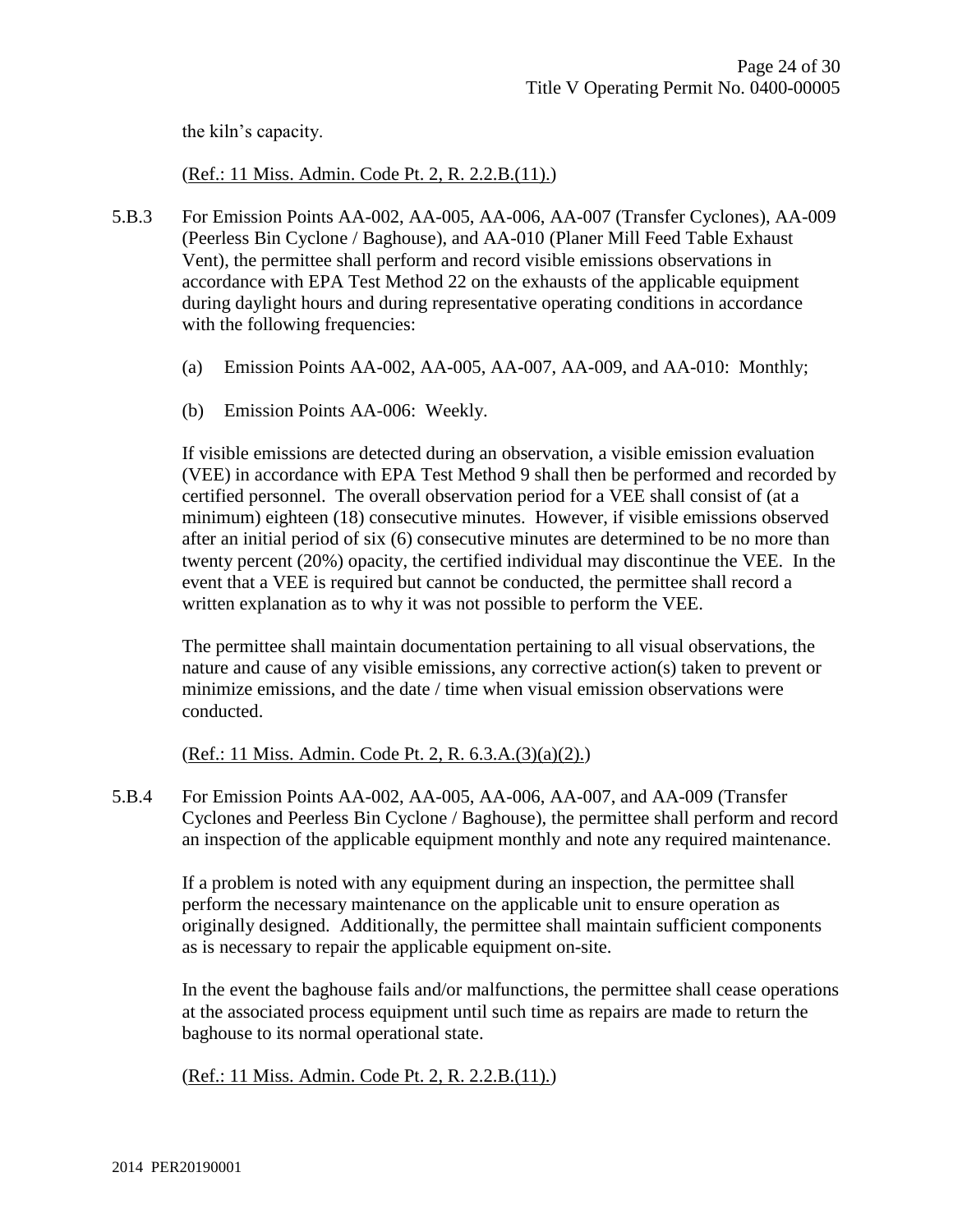the kiln's capacity.

(Ref.: 11 Miss. Admin. Code Pt. 2, R. 2.2.B.(11).)

5.B.3 For Emission Points AA-002, AA-005, AA-006, AA-007 (Transfer Cyclones), AA-009 (Peerless Bin Cyclone / Baghouse), and AA-010 (Planer Mill Feed Table Exhaust Vent), the permittee shall perform and record visible emissions observations in accordance with EPA Test Method 22 on the exhausts of the applicable equipment during daylight hours and during representative operating conditions in accordance with the following frequencies:

(a) Emission Points AA-002, AA-005, AA-007, AA-009, and AA-010: Monthly;

(b) Emission Points AA-006: Weekly.

If visible emissions are detected during an observation, a visible emission evaluation (VEE) in accordance with EPA Test Method 9 shall then be performed and recorded by certified personnel. The overall observation period for a VEE shall consist of (at a minimum) eighteen (18) consecutive minutes. However, if visible emissions observed after an initial period of six (6) consecutive minutes are determined to be no more than twenty percent (20%) opacity, the certified individual may discontinue the VEE. In the event that a VEE is required but cannot be conducted, the permittee shall record a written explanation as to why it was not possible to perform the VEE.

The permittee shall maintain documentation pertaining to all visual observations, the nature and cause of any visible emissions, any corrective action(s) taken to prevent or minimize emissions, and the date / time when visual emission observations were conducted.

(Ref.: 11 Miss. Admin. Code Pt. 2, R. 6.3.A.(3)(a)(2).)

5.B.4 For Emission Points AA-002, AA-005, AA-006, AA-007, and AA-009 (Transfer Cyclones and Peerless Bin Cyclone / Baghouse), the permittee shall perform and record an inspection of the applicable equipment monthly and note any required maintenance.

If a problem is noted with any equipment during an inspection, the permittee shall perform the necessary maintenance on the applicable unit to ensure operation as originally designed. Additionally, the permittee shall maintain sufficient components as is necessary to repair the applicable equipment on-site.

In the event the baghouse fails and/or malfunctions, the permittee shall cease operations at the associated process equipment until such time as repairs are made to return the baghouse to its normal operational state.

(Ref.: 11 Miss. Admin. Code Pt. 2, R. 2.2.B.(11).)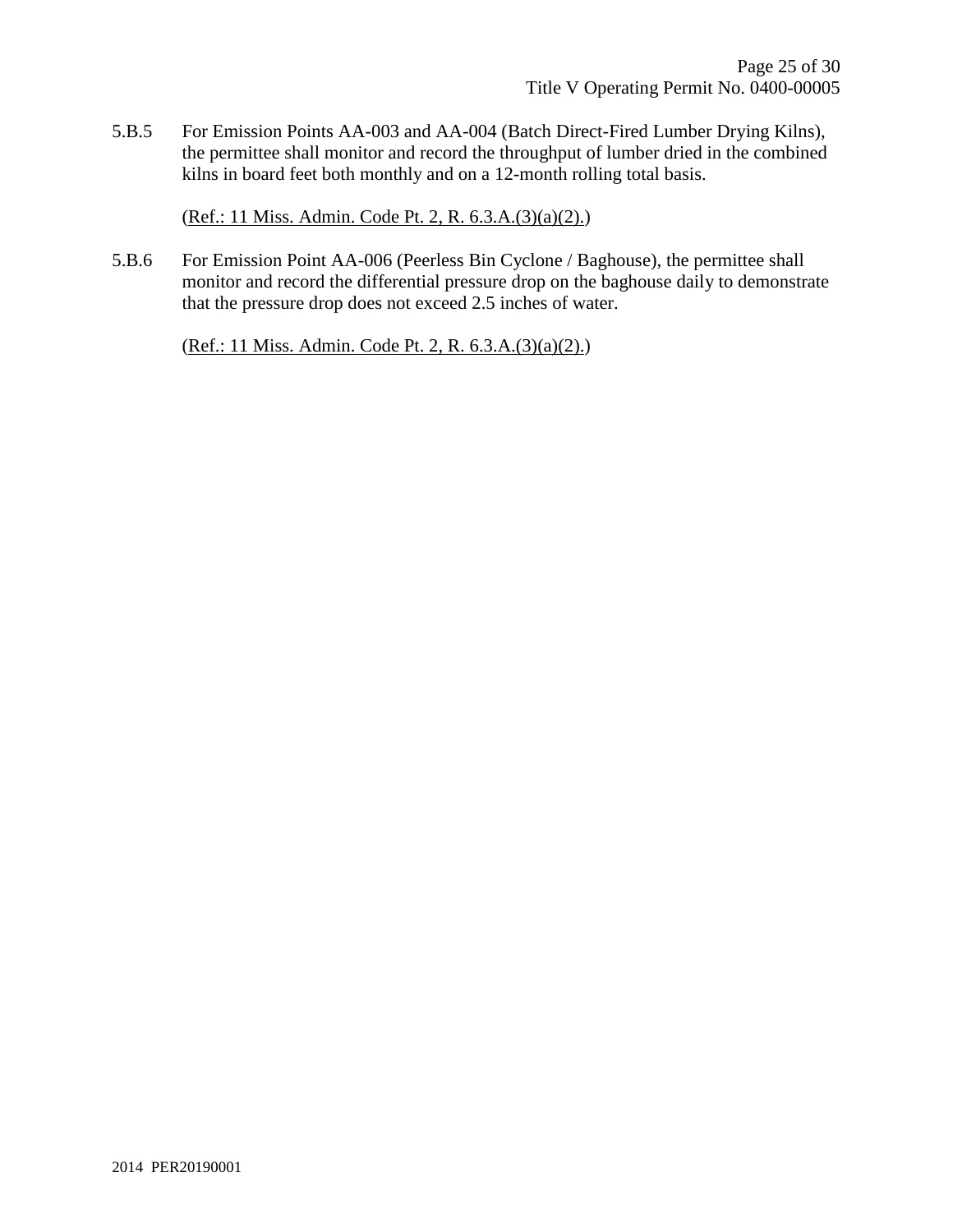5.B.5 For Emission Points AA-003 and AA-004 (Batch Direct-Fired Lumber Drying Kilns), the permittee shall monitor and record the throughput of lumber dried in the combined kilns in board feet both monthly and on a 12-month rolling total basis.

(Ref.: 11 Miss. Admin. Code Pt. 2, R. 6.3.A.(3)(a)(2).)

5.B.6 For Emission Point AA-006 (Peerless Bin Cyclone / Baghouse), the permittee shall monitor and record the differential pressure drop on the baghouse daily to demonstrate that the pressure drop does not exceed 2.5 inches of water.

(Ref.: 11 Miss. Admin. Code Pt. 2, R. 6.3.A.(3)(a)(2).)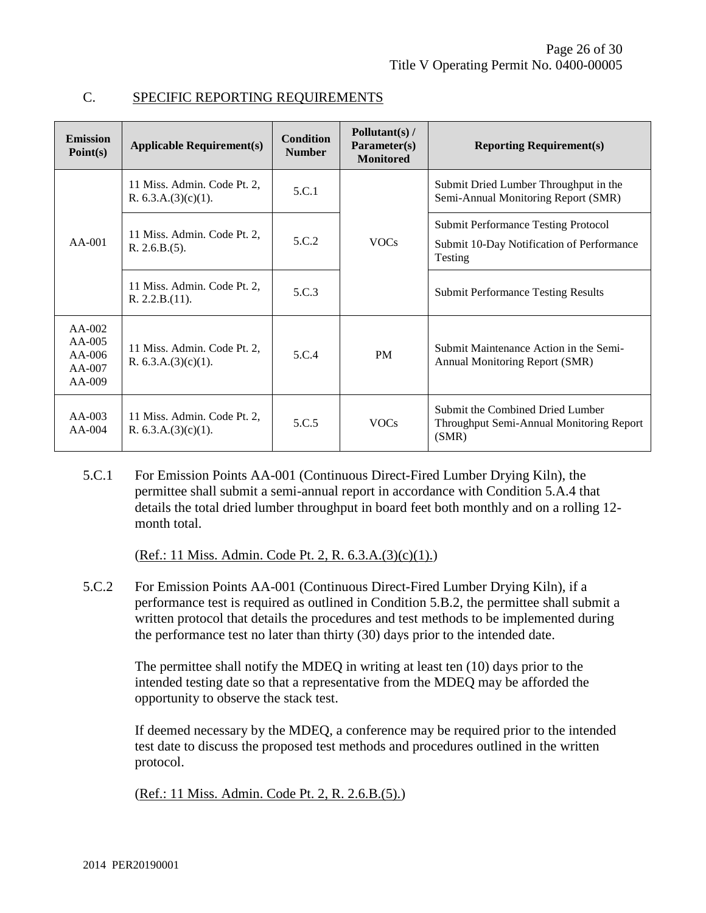## C. SPECIFIC REPORTING REQUIREMENTS

| Emission Point(s) | Applicable Requirement(s) | Condition Number | Pollutant(s) / Parameter(s) Monitored | Reporting Requirement(s) |
|---|---|---|---|---|
| AA-001 | 11 Miss. Admin. Code Pt. 2, R. 6.3.A.(3)(c)(1). | 5.C.1 | VOCs | Submit Dried Lumber Throughput in the Semi-Annual Monitoring Report (SMR) |
| | 11 Miss. Admin. Code Pt. 2, R. 2.6.B.(5). | 5.C.2 | | Submit Performance Testing Protocol<br>Submit 10-Day Notification of Performance Testing |
| | 11 Miss. Admin. Code Pt. 2, R. 2.2.B.(11). | 5.C.3 | | Submit Performance Testing Results |
| AA-002<br>AA-005<br>AA-006<br>AA-007<br>AA-009 | 11 Miss. Admin. Code Pt. 2, R. 6.3.A.(3)(c)(1). | 5.C.4 | PM | Submit Maintenance Action in the Semi-Annual Monitoring Report (SMR) |
| AA-003<br>AA-004 | 11 Miss. Admin. Code Pt. 2, R. 6.3.A.(3)(c)(1). | 5.C.5 | VOCs | Submit the Combined Dried Lumber Throughput Semi-Annual Monitoring Report (SMR) |

5.C.1 For Emission Points AA-001 (Continuous Direct-Fired Lumber Drying Kiln), the permittee shall submit a semi-annual report in accordance with Condition 5.A.4 that details the total dried lumber throughput in board feet both monthly and on a rolling 12-month total.

(Ref.: 11 Miss. Admin. Code Pt. 2, R. 6.3.A.(3)(c)(1).)

5.C.2 For Emission Points AA-001 (Continuous Direct-Fired Lumber Drying Kiln), if a performance test is required as outlined in Condition 5.B.2, the permittee shall submit a written protocol that details the procedures and test methods to be implemented during the performance test no later than thirty (30) days prior to the intended date.

The permittee shall notify the MDEQ in writing at least ten (10) days prior to the intended testing date so that a representative from the MDEQ may be afforded the opportunity to observe the stack test.

If deemed necessary by the MDEQ, a conference may be required prior to the intended test date to discuss the proposed test methods and procedures outlined in the written protocol.

(Ref.: 11 Miss. Admin. Code Pt. 2, R. 2.6.B.(5).)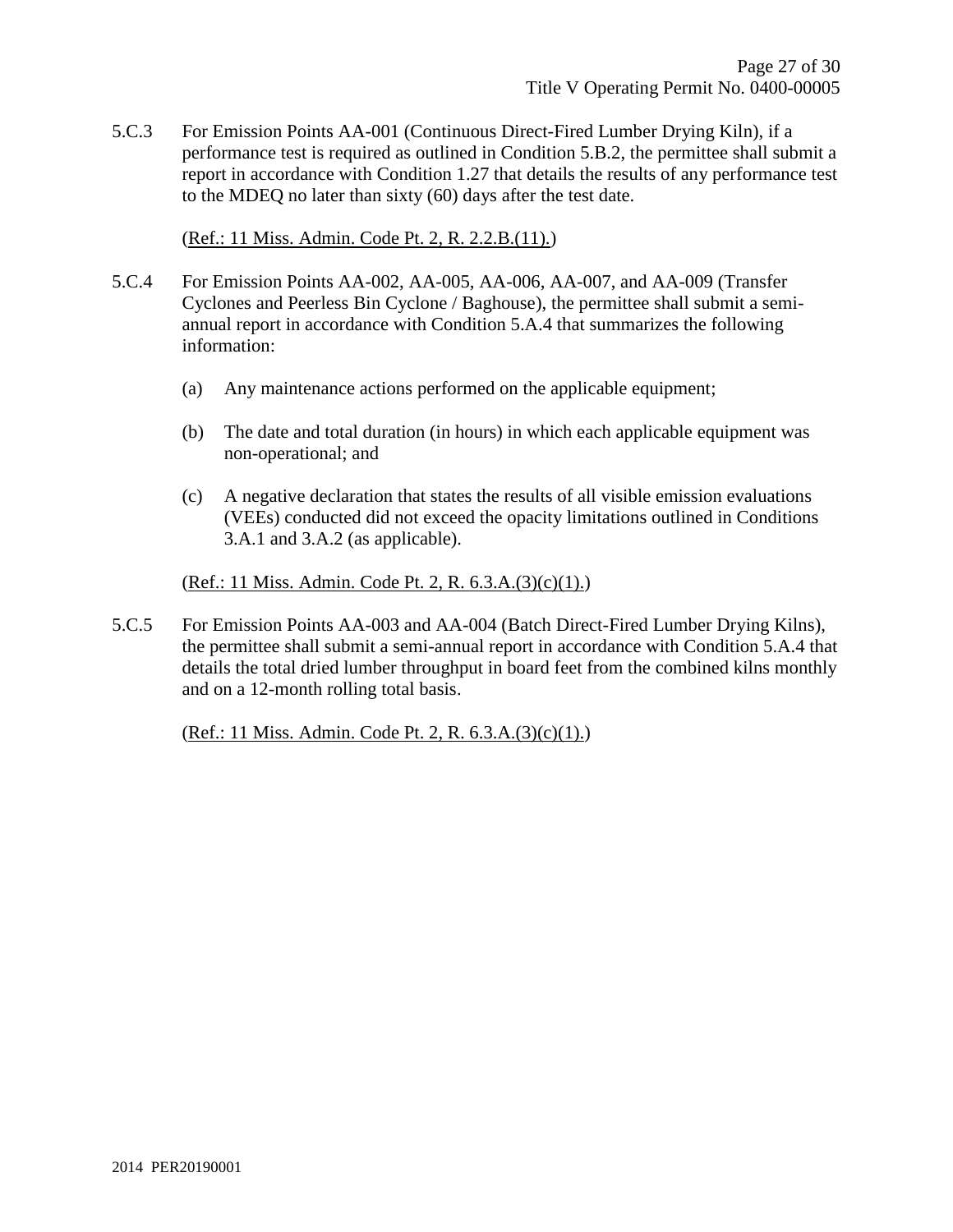5.C.3 For Emission Points AA-001 (Continuous Direct-Fired Lumber Drying Kiln), if a performance test is required as outlined in Condition 5.B.2, the permittee shall submit a report in accordance with Condition 1.27 that details the results of any performance test to the MDEQ no later than sixty (60) days after the test date.

(Ref.: 11 Miss. Admin. Code Pt. 2, R. 2.2.B.(11).)

5.C.4 For Emission Points AA-002, AA-005, AA-006, AA-007, and AA-009 (Transfer Cyclones and Peerless Bin Cyclone / Baghouse), the permittee shall submit a semi-annual report in accordance with Condition 5.A.4 that summarizes the following information:

(a) Any maintenance actions performed on the applicable equipment;

(b) The date and total duration (in hours) in which each applicable equipment was non-operational; and

(c) A negative declaration that states the results of all visible emission evaluations (VEEs) conducted did not exceed the opacity limitations outlined in Conditions 3.A.1 and 3.A.2 (as applicable).

(Ref.: 11 Miss. Admin. Code Pt. 2, R. 6.3.A.(3)(c)(1).)

5.C.5 For Emission Points AA-003 and AA-004 (Batch Direct-Fired Lumber Drying Kilns), the permittee shall submit a semi-annual report in accordance with Condition 5.A.4 that details the total dried lumber throughput in board feet from the combined kilns monthly and on a 12-month rolling total basis.

(Ref.: 11 Miss. Admin. Code Pt. 2, R. 6.3.A.(3)(c)(1).)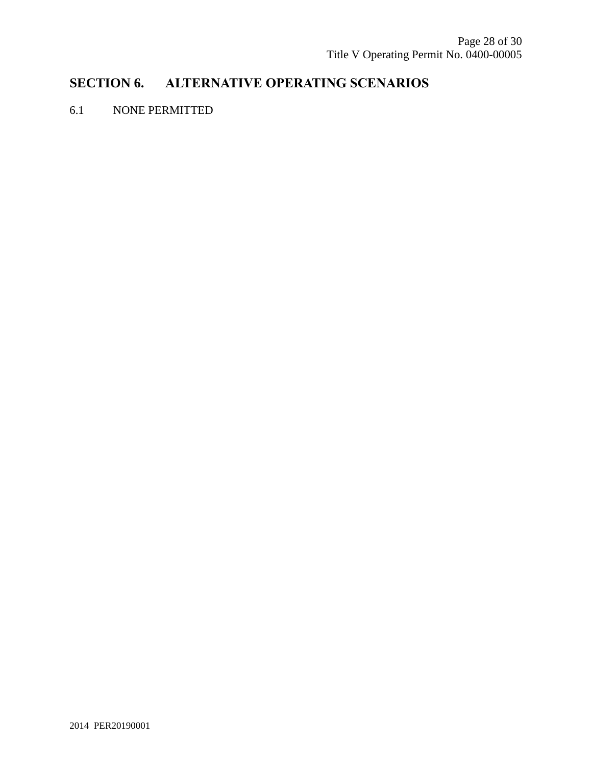## SECTION 6. ALTERNATIVE OPERATING SCENARIOS

6.1 NONE PERMITTED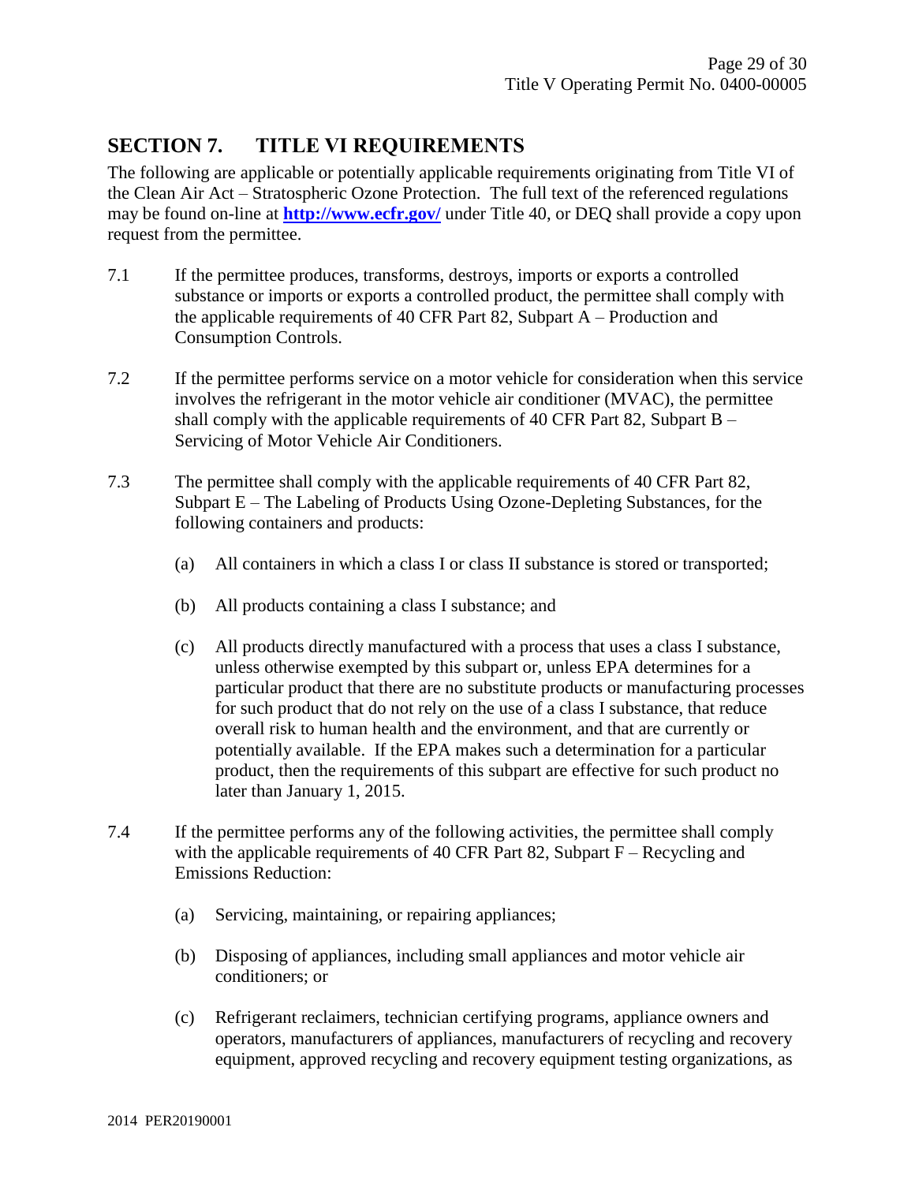## SECTION 7. TITLE VI REQUIREMENTS

The following are applicable or potentially applicable requirements originating from Title VI of the Clean Air Act – Stratospheric Ozone Protection. The full text of the referenced regulations may be found on-line at **http://www.ecfr.gov/** under Title 40, or DEQ shall provide a copy upon request from the permittee.

7.1 If the permittee produces, transforms, destroys, imports or exports a controlled substance or imports or exports a controlled product, the permittee shall comply with the applicable requirements of 40 CFR Part 82, Subpart A – Production and Consumption Controls.

7.2 If the permittee performs service on a motor vehicle for consideration when this service involves the refrigerant in the motor vehicle air conditioner (MVAC), the permittee shall comply with the applicable requirements of 40 CFR Part 82, Subpart B – Servicing of Motor Vehicle Air Conditioners.

7.3 The permittee shall comply with the applicable requirements of 40 CFR Part 82, Subpart E – The Labeling of Products Using Ozone-Depleting Substances, for the following containers and products:

(a) All containers in which a class I or class II substance is stored or transported;

(b) All products containing a class I substance; and

(c) All products directly manufactured with a process that uses a class I substance, unless otherwise exempted by this subpart or, unless EPA determines for a particular product that there are no substitute products or manufacturing processes for such product that do not rely on the use of a class I substance, that reduce overall risk to human health and the environment, and that are currently or potentially available. If the EPA makes such a determination for a particular product, then the requirements of this subpart are effective for such product no later than January 1, 2015.

7.4 If the permittee performs any of the following activities, the permittee shall comply with the applicable requirements of 40 CFR Part 82, Subpart F – Recycling and Emissions Reduction:

(a) Servicing, maintaining, or repairing appliances;

(b) Disposing of appliances, including small appliances and motor vehicle air conditioners; or

(c) Refrigerant reclaimers, technician certifying programs, appliance owners and operators, manufacturers of appliances, manufacturers of recycling and recovery equipment, approved recycling and recovery equipment testing organizations, as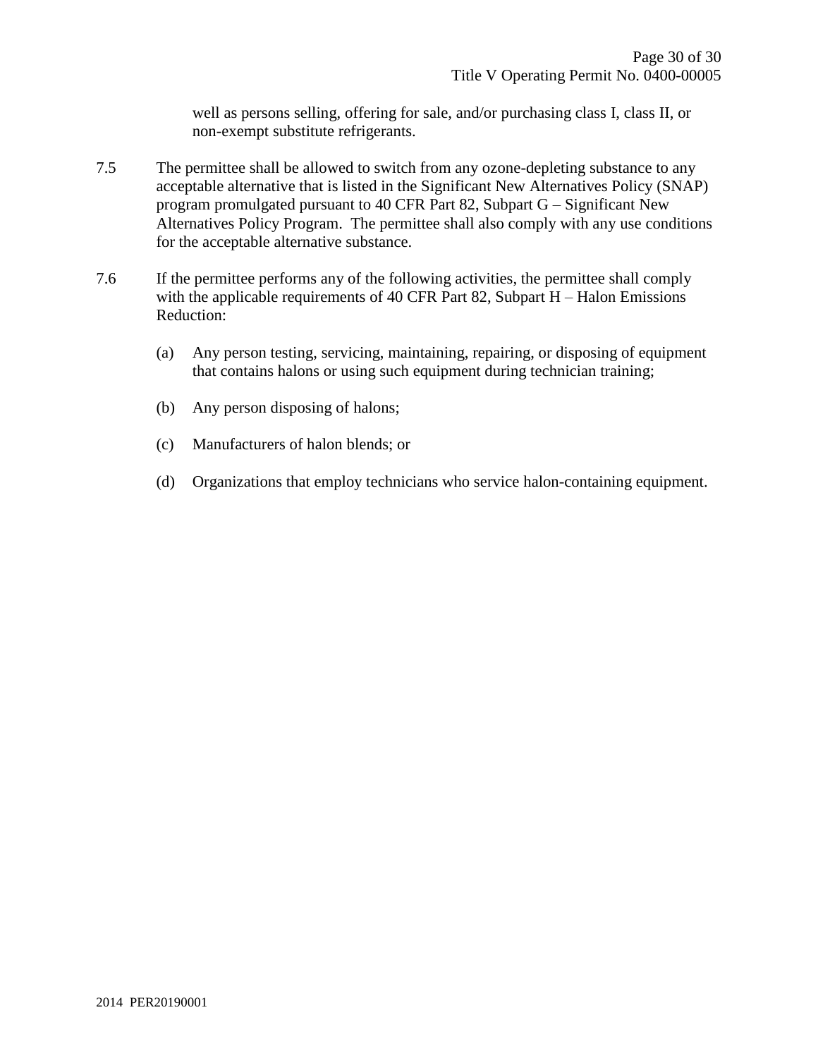well as persons selling, offering for sale, and/or purchasing class I, class II, or non-exempt substitute refrigerants.

7.5 The permittee shall be allowed to switch from any ozone-depleting substance to any acceptable alternative that is listed in the Significant New Alternatives Policy (SNAP) program promulgated pursuant to 40 CFR Part 82, Subpart G – Significant New Alternatives Policy Program. The permittee shall also comply with any use conditions for the acceptable alternative substance.

7.6 If the permittee performs any of the following activities, the permittee shall comply with the applicable requirements of 40 CFR Part 82, Subpart H – Halon Emissions Reduction:

(a) Any person testing, servicing, maintaining, repairing, or disposing of equipment that contains halons or using such equipment during technician training;

(b) Any person disposing of halons;

(c) Manufacturers of halon blends; or

(d) Organizations that employ technicians who service halon-containing equipment.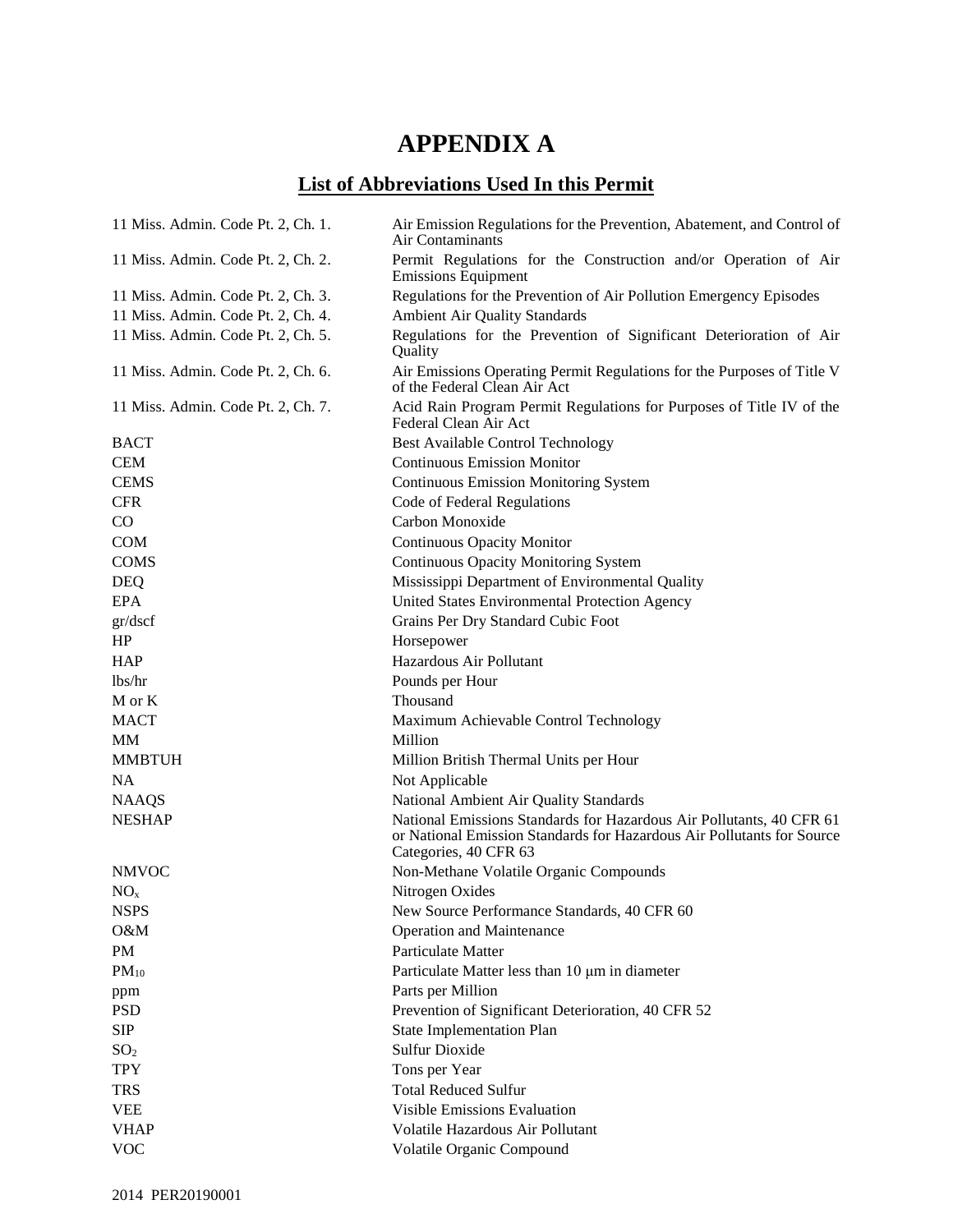# APPENDIX A

## List of Abbreviations Used In this Permit

| | |
|---|---|
| 11 Miss. Admin. Code Pt. 2, Ch. 1. | Air Emission Regulations for the Prevention, Abatement, and Control of Air Contaminants |
| 11 Miss. Admin. Code Pt. 2, Ch. 2. | Permit Regulations for the Construction and/or Operation of Air Emissions Equipment |
| 11 Miss. Admin. Code Pt. 2, Ch. 3. | Regulations for the Prevention of Air Pollution Emergency Episodes |
| 11 Miss. Admin. Code Pt. 2, Ch. 4. | Ambient Air Quality Standards |
| 11 Miss. Admin. Code Pt. 2, Ch. 5. | Regulations for the Prevention of Significant Deterioration of Air Quality |
| 11 Miss. Admin. Code Pt. 2, Ch. 6. | Air Emissions Operating Permit Regulations for the Purposes of Title V of the Federal Clean Air Act |
| 11 Miss. Admin. Code Pt. 2, Ch. 7. | Acid Rain Program Permit Regulations for Purposes of Title IV of the Federal Clean Air Act |
| BACT | Best Available Control Technology |
| CEM | Continuous Emission Monitor |
| CEMS | Continuous Emission Monitoring System |
| CFR | Code of Federal Regulations |
| CO | Carbon Monoxide |
| COM | Continuous Opacity Monitor |
| COMS | Continuous Opacity Monitoring System |
| DEQ | Mississippi Department of Environmental Quality |
| EPA | United States Environmental Protection Agency |
| gr/dscf | Grains Per Dry Standard Cubic Foot |
| HP | Horsepower |
| HAP | Hazardous Air Pollutant |
| lbs/hr | Pounds per Hour |
| M or K | Thousand |
| MACT | Maximum Achievable Control Technology |
| MM | Million |
| MMBTUH | Million British Thermal Units per Hour |
| NA | Not Applicable |
| NAAQS | National Ambient Air Quality Standards |
| NESHAP | National Emissions Standards for Hazardous Air Pollutants, 40 CFR 61 or National Emission Standards for Hazardous Air Pollutants for Source Categories, 40 CFR 63 |
| NMVOC | Non-Methane Volatile Organic Compounds |
| $NO_x$ | Nitrogen Oxides |
| NSPS | New Source Performance Standards, 40 CFR 60 |
| O&M | Operation and Maintenance |
| PM | Particulate Matter |
| $PM_{10}$ | Particulate Matter less than 10 μm in diameter |
| ppm | Parts per Million |
| PSD | Prevention of Significant Deterioration, 40 CFR 52 |
| SIP | State Implementation Plan |
| $SO_2$ | Sulfur Dioxide |
| TPY | Tons per Year |
| TRS | Total Reduced Sulfur |
| VEE | Visible Emissions Evaluation |
| VHAP | Volatile Hazardous Air Pollutant |
| VOC | Volatile Organic Compound |

2014 PER20190001